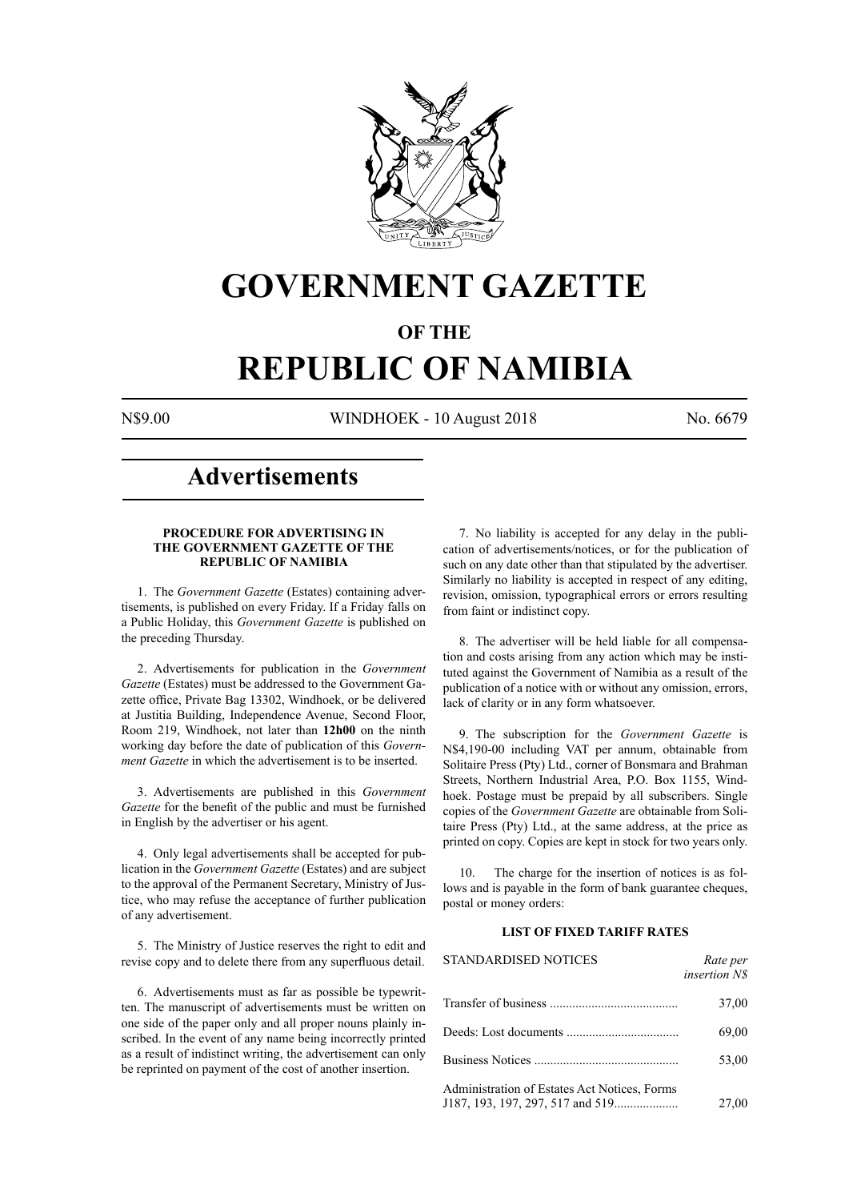# GOVERNMENT GAZETTE

## OF THE

# REPUBLIC OF NAMIBIA

N$9.00 WINDHOEK - 10 August 2018 No. 6679

# Advertisements

### PROCEDURE FOR ADVERTISING IN THE GOVERNMENT GAZETTE OF THE REPUBLIC OF NAMIBIA

1. The *Government Gazette* (Estates) containing advertisements, is published on every Friday. If a Friday falls on a Public Holiday, this *Government Gazette* is published on the preceding Thursday.

2. Advertisements for publication in the *Government Gazette* (Estates) must be addressed to the Government Gazette office, Private Bag 13302, Windhoek, or be delivered at Justitia Building, Independence Avenue, Second Floor, Room 219, Windhoek, not later than **12h00** on the ninth working day before the date of publication of this *Government Gazette* in which the advertisement is to be inserted.

3. Advertisements are published in this *Government Gazette* for the benefit of the public and must be furnished in English by the advertiser or his agent.

4. Only legal advertisements shall be accepted for publication in the *Government Gazette* (Estates) and are subject to the approval of the Permanent Secretary, Ministry of Justice, who may refuse the acceptance of further publication of any advertisement.

5. The Ministry of Justice reserves the right to edit and revise copy and to delete there from any superfluous detail.

6. Advertisements must as far as possible be typewritten. The manuscript of advertisements must be written on one side of the paper only and all proper nouns plainly inscribed. In the event of any name being incorrectly printed as a result of indistinct writing, the advertisement can only be reprinted on payment of the cost of another insertion.

7. No liability is accepted for any delay in the publication of advertisements/notices, or for the publication of such on any date other than that stipulated by the advertiser. Similarly no liability is accepted in respect of any editing, revision, omission, typographical errors or errors resulting from faint or indistinct copy.

8. The advertiser will be held liable for all compensation and costs arising from any action which may be instituted against the Government of Namibia as a result of the publication of a notice with or without any omission, errors, lack of clarity or in any form whatsoever.

9. The subscription for the *Government Gazette* is N$4,190-00 including VAT per annum, obtainable from Solitaire Press (Pty) Ltd., corner of Bonsmara and Brahman Streets, Northern Industrial Area, P.O. Box 1155, Windhoek. Postage must be prepaid by all subscribers. Single copies of the *Government Gazette* are obtainable from Solitaire Press (Pty) Ltd., at the same address, at the price as printed on copy. Copies are kept in stock for two years only.

10. The charge for the insertion of notices is as follows and is payable in the form of bank guarantee cheques, postal or money orders:

### LIST OF FIXED TARIFF RATES

| STANDARDISED NOTICES | *Rate per insertion N$* |
|---|---|
| Transfer of business | 37,00 |
| Deeds: Lost documents | 69,00 |
| Business Notices | 53,00 |
| Administration of Estates Act Notices, Forms J187, 193, 197, 297, 517 and 519 | 27,00 |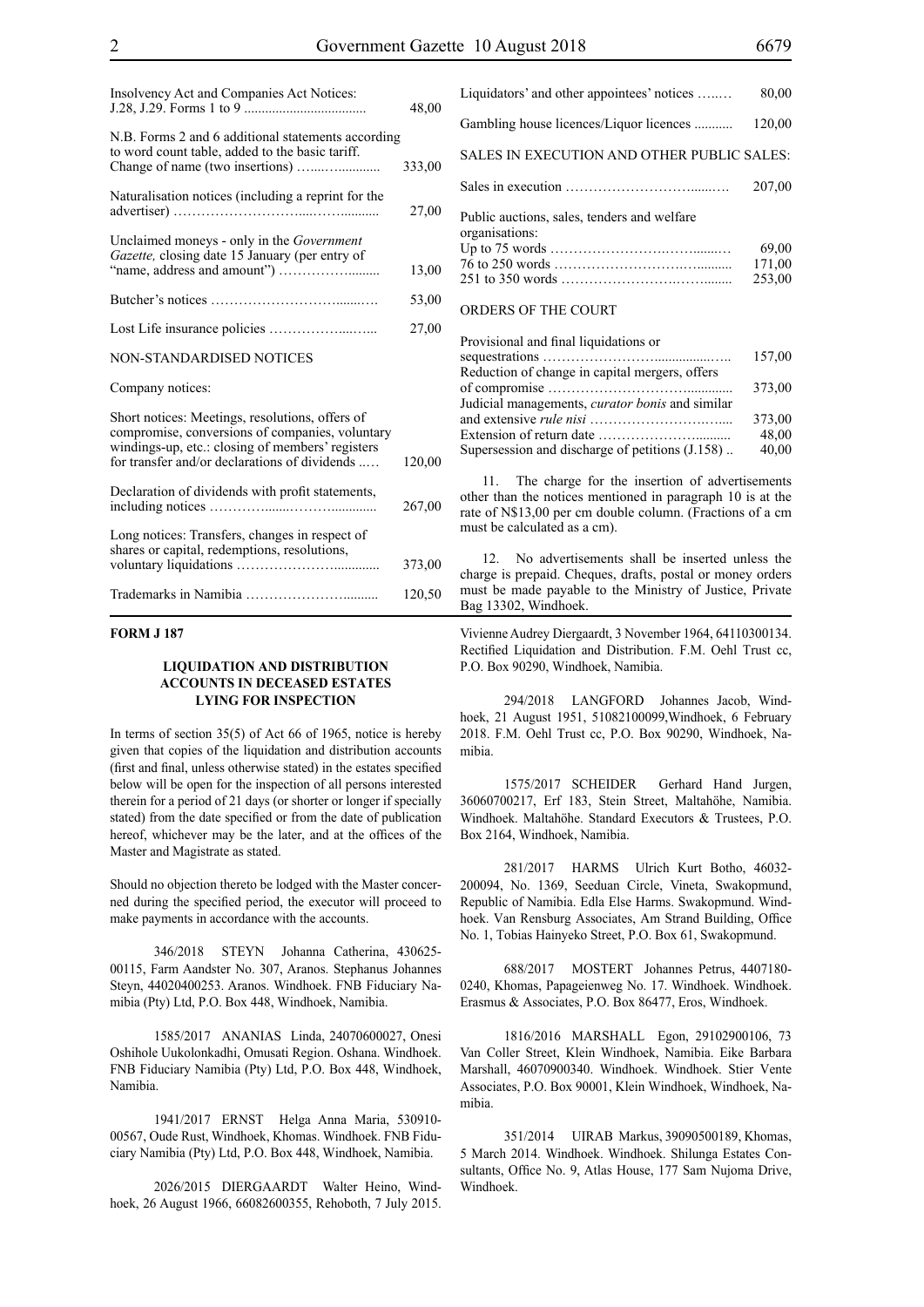| | |
|---|---|
| Insolvency Act and Companies Act Notices: J.28, J.29. Forms 1 to 9 .................................. | 48,00 |
| N.B. Forms 2 and 6 additional statements according to word count table, added to the basic tariff. | |
| Change of name (two insertions) …...…........... | 333,00 |
| Naturalisation notices (including a reprint for the advertiser) ……………………....……........... | 27,00 |
| Unclaimed moneys - only in the *Government Gazette,* closing date 15 January (per entry of "name, address and amount") ……………......... | 13,00 |
| Butcher's notices ………………………......…. | 53,00 |
| Lost Life insurance policies ……………....…... | 27,00 |
| NON-STANDARDISED NOTICES | |
| Company notices: | |
| Short notices: Meetings, resolutions, offers of compromise, conversions of companies, voluntary windings-up, etc.: closing of members' registers for transfer and/or declarations of dividends ..… | 120,00 |
| Declaration of dividends with profit statements, including notices …………......……….............. | 267,00 |
| Long notices: Transfers, changes in respect of shares or capital, redemptions, resolutions, voluntary liquidations ………………….............. | 373,00 |
| Trademarks in Namibia ……………………......... | 120,50 |
| Liquidators' and other appointees' notices …..…. | 80,00 |
| Gambling house licences/Liquor licences ........... | 120,00 |
| SALES IN EXECUTION AND OTHER PUBLIC SALES: | |
| Sales in execution …………………………......…. | 207,00 |
| Public auctions, sales, tenders and welfare organisations: | |
| Up to 75 words …………………….……......… | 69,00 |
| 76 to 250 words ……………………….….......... | 171,00 |
| 251 to 350 words …………………….……........ | 253,00 |
| ORDERS OF THE COURT | |
| Provisional and final liquidations or sequestrations ……………………...................….. | 157,00 |
| Reduction of change in capital mergers, offers of compromise ……………………………............. | 373,00 |
| Judicial managements, *curator bonis* and similar and extensive *rule nisi* ………………………..….... | 373,00 |
| Extension of return date ……………………......... | 48,00 |
| Supersession and discharge of petitions (J.158) .. | 40,00 |

11. The charge for the insertion of advertisements other than the notices mentioned in paragraph 10 is at the rate of N$13,00 per cm double column. (Fractions of a cm must be calculated as a cm).

12. No advertisements shall be inserted unless the charge is prepaid. Cheques, drafts, postal or money orders must be made payable to the Ministry of Justice, Private Bag 13302, Windhoek.

**FORM J 187**

**LIQUIDATION AND DISTRIBUTION ACCOUNTS IN DECEASED ESTATES LYING FOR INSPECTION**

In terms of section 35(5) of Act 66 of 1965, notice is hereby given that copies of the liquidation and distribution accounts (first and final, unless otherwise stated) in the estates specified below will be open for the inspection of all persons interested therein for a period of 21 days (or shorter or longer if specially stated) from the date specified or from the date of publication hereof, whichever may be the later, and at the offices of the Master and Magistrate as stated.

Should no objection thereto be lodged with the Master concerned during the specified period, the executor will proceed to make payments in accordance with the accounts.

346/2018 STEYN Johanna Catherina, 430625-00115, Farm Aandster No. 307, Aranos. Stephanus Johannes Steyn, 44020400253. Aranos. Windhoek. FNB Fiduciary Namibia (Pty) Ltd, P.O. Box 448, Windhoek, Namibia.

1585/2017 ANANIAS Linda, 24070600027, Onesi Oshihole Uukolonkadhi, Omusati Region. Oshana. Windhoek. FNB Fiduciary Namibia (Pty) Ltd, P.O. Box 448, Windhoek, Namibia.

1941/2017 ERNST Helga Anna Maria, 530910-00567, Oude Rust, Windhoek, Khomas. Windhoek. FNB Fiduciary Namibia (Pty) Ltd, P.O. Box 448, Windhoek, Namibia.

2026/2015 DIERGAARDT Walter Heino, Windhoek, 26 August 1966, 66082600355, Rehoboth, 7 July 2015. Vivienne Audrey Diergaardt, 3 November 1964, 64110300134. Rectified Liquidation and Distribution. F.M. Oehl Trust cc, P.O. Box 90290, Windhoek, Namibia.

294/2018 LANGFORD Johannes Jacob, Windhoek, 21 August 1951, 51082100099,Windhoek, 6 February 2018. F.M. Oehl Trust cc, P.O. Box 90290, Windhoek, Namibia.

1575/2017 SCHEIDER Gerhard Hand Jurgen, 36060700217, Erf 183, Stein Street, Maltahöhe, Namibia. Windhoek. Maltahöhe. Standard Executors & Trustees, P.O. Box 2164, Windhoek, Namibia.

281/2017 HARMS Ulrich Kurt Botho, 46032-200094, No. 1369, Seeduan Circle, Vineta, Swakopmund, Republic of Namibia. Edla Else Harms. Swakopmund. Windhoek. Van Rensburg Associates, Am Strand Building, Office No. 1, Tobias Hainyeko Street, P.O. Box 61, Swakopmund.

688/2017 MOSTERT Johannes Petrus, 4407180-0240, Khomas, Papageienweg No. 17. Windhoek. Windhoek. Erasmus & Associates, P.O. Box 86477, Eros, Windhoek.

1816/2016 MARSHALL Egon, 29102900106, 73 Van Coller Street, Klein Windhoek, Namibia. Eike Barbara Marshall, 46070900340. Windhoek. Windhoek. Stier Vente Associates, P.O. Box 90001, Klein Windhoek, Windhoek, Namibia.

351/2014 UIRAB Markus, 39090500189, Khomas, 5 March 2014. Windhoek. Windhoek. Shilunga Estates Consultants, Office No. 9, Atlas House, 177 Sam Nujoma Drive, Windhoek.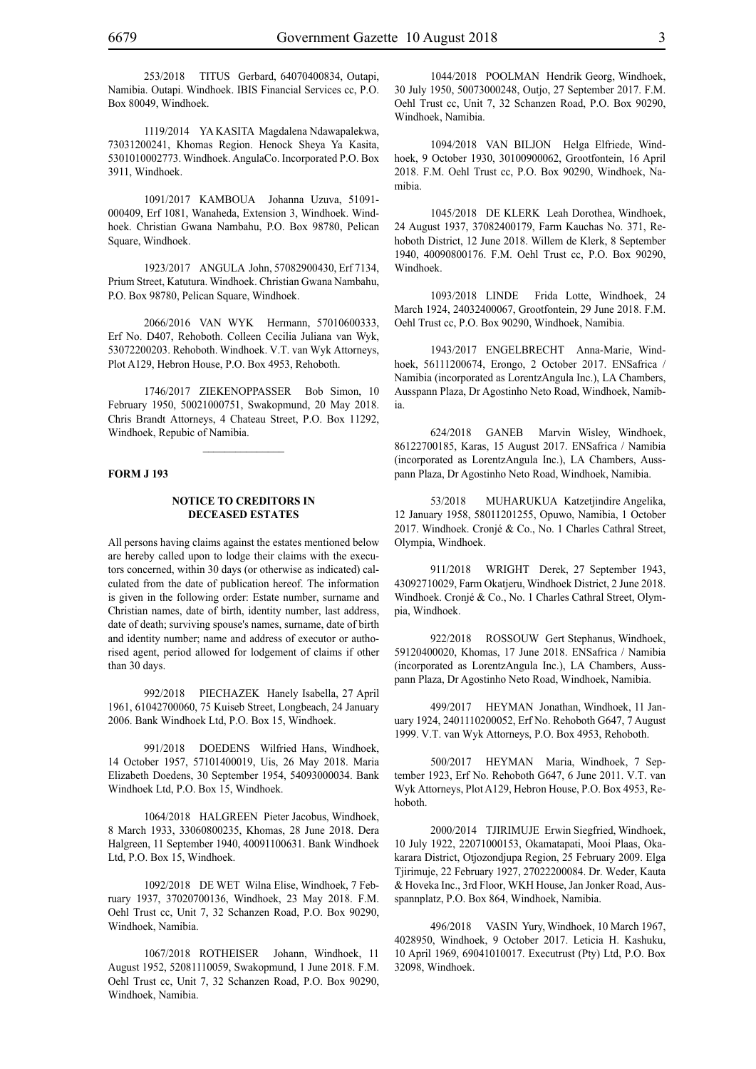253/2018 TITUS Gerbard, 64070400834, Outapi, Namibia. Outapi. Windhoek. IBIS Financial Services cc, P.O. Box 80049, Windhoek.

1119/2014 YA KASITA Magdalena Ndawapalekwa, 73031200241, Khomas Region. Henock Sheya Ya Kasita, 5301010002773. Windhoek. AngulaCo. Incorporated P.O. Box 3911, Windhoek.

1091/2017 KAMBOUA Johanna Uzuva, 51091-000409, Erf 1081, Wanaheda, Extension 3, Windhoek. Windhoek. Christian Gwana Nambahu, P.O. Box 98780, Pelican Square, Windhoek.

1923/2017 ANGULA John, 57082900430, Erf 7134, Prium Street, Katutura. Windhoek. Christian Gwana Nambahu, P.O. Box 98780, Pelican Square, Windhoek.

2066/2016 VAN WYK Hermann, 57010600333, Erf No. D407, Rehoboth. Colleen Cecilia Juliana van Wyk, 53072200203. Rehoboth. Windhoek. V.T. van Wyk Attorneys, Plot A129, Hebron House, P.O. Box 4953, Rehoboth.

1746/2017 ZIEKENOPPASSER Bob Simon, 10 February 1950, 50021000751, Swakopmund, 20 May 2018. Chris Brandt Attorneys, 4 Chateau Street, P.O. Box 11292, Windhoek, Repubic of Namibia.

---

**FORM J 193**

## NOTICE TO CREDITORS IN DECEASED ESTATES

All persons having claims against the estates mentioned below are hereby called upon to lodge their claims with the executors concerned, within 30 days (or otherwise as indicated) calculated from the date of publication hereof. The information is given in the following order: Estate number, surname and Christian names, date of birth, identity number, last address, date of death; surviving spouse's names, surname, date of birth and identity number; name and address of executor or authorised agent, period allowed for lodgement of claims if other than 30 days.

992/2018 PIECHAZEK Hanely Isabella, 27 April 1961, 61042700060, 75 Kuiseb Street, Longbeach, 24 January 2006. Bank Windhoek Ltd, P.O. Box 15, Windhoek.

991/2018 DOEDENS Wilfried Hans, Windhoek, 14 October 1957, 57101400019, Uis, 26 May 2018. Maria Elizabeth Doedens, 30 September 1954, 54093000034. Bank Windhoek Ltd, P.O. Box 15, Windhoek.

1064/2018 HALGREEN Pieter Jacobus, Windhoek, 8 March 1933, 33060800235, Khomas, 28 June 2018. Dera Halgreen, 11 September 1940, 40091100631. Bank Windhoek Ltd, P.O. Box 15, Windhoek.

1092/2018 DE WET Wilna Elise, Windhoek, 7 February 1937, 37020700136, Windhoek, 23 May 2018. F.M. Oehl Trust cc, Unit 7, 32 Schanzen Road, P.O. Box 90290, Windhoek, Namibia.

1067/2018 ROTHEISER Johann, Windhoek, 11 August 1952, 52081110059, Swakopmund, 1 June 2018. F.M. Oehl Trust cc, Unit 7, 32 Schanzen Road, P.O. Box 90290, Windhoek, Namibia.

1044/2018 POOLMAN Hendrik Georg, Windhoek, 30 July 1950, 50073000248, Outjo, 27 September 2017. F.M. Oehl Trust cc, Unit 7, 32 Schanzen Road, P.O. Box 90290, Windhoek, Namibia.

1094/2018 VAN BILJON Helga Elfriede, Windhoek, 9 October 1930, 30100900062, Grootfontein, 16 April 2018. F.M. Oehl Trust cc, P.O. Box 90290, Windhoek, Namibia.

1045/2018 DE KLERK Leah Dorothea, Windhoek, 24 August 1937, 37082400179, Farm Kauchas No. 371, Rehoboth District, 12 June 2018. Willem de Klerk, 8 September 1940, 40090800176. F.M. Oehl Trust cc, P.O. Box 90290, Windhoek.

1093/2018 LINDE Frida Lotte, Windhoek, 24 March 1924, 24032400067, Grootfontein, 29 June 2018. F.M. Oehl Trust cc, P.O. Box 90290, Windhoek, Namibia.

1943/2017 ENGELBRECHT Anna-Marie, Windhoek, 56111200674, Erongo, 2 October 2017. ENSafrica / Namibia (incorporated as LorentzAngula Inc.), LA Chambers, Ausspann Plaza, Dr Agostinho Neto Road, Windhoek, Namibia.

624/2018 GANEB Marvin Wisley, Windhoek, 86122700185, Karas, 15 August 2017. ENSafrica / Namibia (incorporated as LorentzAngula Inc.), LA Chambers, Ausspann Plaza, Dr Agostinho Neto Road, Windhoek, Namibia.

53/2018 MUHARUKUA Katzetjindire Angelika, 12 January 1958, 58011201255, Opuwo, Namibia, 1 October 2017. Windhoek. Cronjé & Co., No. 1 Charles Cathral Street, Olympia, Windhoek.

911/2018 WRIGHT Derek, 27 September 1943, 43092710029, Farm Okatjeru, Windhoek District, 2 June 2018. Windhoek. Cronjé & Co., No. 1 Charles Cathral Street, Olympia, Windhoek.

922/2018 ROSSOUW Gert Stephanus, Windhoek, 59120400020, Khomas, 17 June 2018. ENSafrica / Namibia (incorporated as LorentzAngula Inc.), LA Chambers, Ausspann Plaza, Dr Agostinho Neto Road, Windhoek, Namibia.

499/2017 HEYMAN Jonathan, Windhoek, 11 January 1924, 2401110200052, Erf No. Rehoboth G647, 7 August 1999. V.T. van Wyk Attorneys, P.O. Box 4953, Rehoboth.

500/2017 HEYMAN Maria, Windhoek, 7 September 1923, Erf No. Rehoboth G647, 6 June 2011. V.T. van Wyk Attorneys, Plot A129, Hebron House, P.O. Box 4953, Rehoboth.

2000/2014 TJIRIMUJE Erwin Siegfried, Windhoek, 10 July 1922, 22071000153, Okamatapati, Mooi Plaas, Okakarara District, Otjozondjupa Region, 25 February 2009. Elga Tjirimuje, 22 February 1927, 27022200084. Dr. Weder, Kauta & Hoveka Inc., 3rd Floor, WKH House, Jan Jonker Road, Ausspannplatz, P.O. Box 864, Windhoek, Namibia.

496/2018 VASIN Yury, Windhoek, 10 March 1967, 4028950, Windhoek, 9 October 2017. Leticia H. Kashuku, 10 April 1969, 69041010017. Executrust (Pty) Ltd, P.O. Box 32098, Windhoek.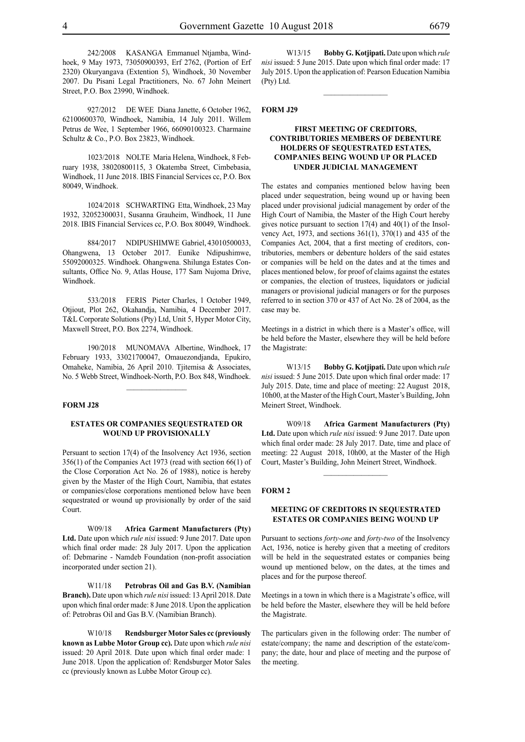242/2008 KASANGA Emmanuel Ntjamba, Windhoek, 9 May 1973, 73050900393, Erf 2762, (Portion of Erf 2320) Okuryangava (Extention 5), Windhoek, 30 November 2007. Du Pisani Legal Practitioners, No. 67 John Meinert Street, P.O. Box 23990, Windhoek.

927/2012 DE WEE Diana Janette, 6 October 1962, 62100600370, Windhoek, Namibia, 14 July 2011. Willem Petrus de Wee, 1 September 1966, 66090100323. Charmaine Schultz & Co., P.O. Box 23823, Windhoek.

1023/2018 NOLTE Maria Helena, Windhoek, 8 February 1938, 38020800115, 3 Okatemba Street, Cimbebasia, Windhoek, 11 June 2018. IBIS Financial Services cc, P.O. Box 80049, Windhoek.

1024/2018 SCHWARTING Etta, Windhoek, 23 May 1932, 32052300031, Susanna Grauheim, Windhoek, 11 June 2018. IBIS Financial Services cc, P.O. Box 80049, Windhoek.

884/2017 NDIPUSHIMWE Gabriel, 43010500033, Ohangwena, 13 October 2017. Eunike Ndipushimwe, 55092000325. Windhoek. Ohangwena. Shilunga Estates Consultants, Office No. 9, Atlas House, 177 Sam Nujoma Drive, Windhoek.

533/2018 FERIS Pieter Charles, 1 October 1949, Otjiout, Plot 262, Okahandja, Namibia, 4 December 2017. T&L Corporate Solutions (Pty) Ltd, Unit 5, Hyper Motor City, Maxwell Street, P.O. Box 2274, Windhoek.

190/2018 MUNOMAVA Albertine, Windhoek, 17 February 1933, 33021700047, Omauezondjanda, Epukiro, Omaheke, Namibia, 26 April 2010. Tjitemisa & Associates, No. 5 Webb Street, Windhoek-North, P.O. Box 848, Windhoek.

---

**FORM J28**

### ESTATES OR COMPANIES SEQUESTRATED OR WOUND UP PROVISIONALLY

Persuant to section 17(4) of the Insolvency Act 1936, section 356(1) of the Companies Act 1973 (read with section 66(1) of the Close Corporation Act No. 26 of 1988), notice is hereby given by the Master of the High Court, Namibia, that estates or companies/close corporations mentioned below have been sequestrated or wound up provisionally by order of the said Court.

W09/18 **Africa Garment Manufacturers (Pty) Ltd.** Date upon which *rule nisi* issued: 9 June 2017. Date upon which final order made: 28 July 2017. Upon the application of: Debmarine - Namdeb Foundation (non-profit association incorporated under section 21).

W11/18 **Petrobras Oil and Gas B.V. (Namibian Branch).** Date upon which *rule nisi* issued: 13 April 2018. Date upon which final order made: 8 June 2018. Upon the application of: Petrobras Oil and Gas B.V. (Namibian Branch).

W10/18 **Rendsburger Motor Sales cc (previously known as Lubbe Motor Group cc).** Date upon which *rule nisi* issued: 20 April 2018. Date upon which final order made: 1 June 2018. Upon the application of: Rendsburger Motor Sales cc (previously known as Lubbe Motor Group cc).

W13/15 **Bobby G. Kotjipati.** Date upon which *rule nisi* issued: 5 June 2015. Date upon which final order made: 17 July 2015. Upon the application of: Pearson Education Namibia (Pty) Ltd.

---

**FORM J29**

### FIRST MEETING OF CREDITORS, CONTRIBUTORIES MEMBERS OF DEBENTURE HOLDERS OF SEQUESTRATED ESTATES, COMPANIES BEING WOUND UP OR PLACED UNDER JUDICIAL MANAGEMENT

The estates and companies mentioned below having been placed under sequestration, being wound up or having been placed under provisional judicial management by order of the High Court of Namibia, the Master of the High Court hereby gives notice pursuant to section 17(4) and 40(1) of the Insolvency Act, 1973, and sections 361(1), 370(1) and 435 of the Companies Act, 2004, that a first meeting of creditors, contributories, members or debenture holders of the said estates or companies will be held on the dates and at the times and places mentioned below, for proof of claims against the estates or companies, the election of trustees, liquidators or judicial managers or provisional judicial managers or for the purposes referred to in section 370 or 437 of Act No. 28 of 2004, as the case may be.

Meetings in a district in which there is a Master's office, will be held before the Master, elsewhere they will be held before the Magistrate:

W13/15 **Bobby G. Kotjipati.** Date upon which *rule nisi* issued: 5 June 2015. Date upon which final order made: 17 July 2015. Date, time and place of meeting: 22 August 2018, 10h00, at the Master of the High Court, Master's Building, John Meinert Street, Windhoek.

W09/18 **Africa Garment Manufacturers (Pty) Ltd.** Date upon which *rule nisi* issued: 9 June 2017. Date upon which final order made: 28 July 2017. Date, time and place of meeting: 22 August 2018, 10h00, at the Master of the High Court, Master's Building, John Meinert Street, Windhoek.

---

**FORM 2**

### MEETING OF CREDITORS IN SEQUESTRATED ESTATES OR COMPANIES BEING WOUND UP

Pursuant to sections *forty-one* and *forty-two* of the Insolvency Act, 1936, notice is hereby given that a meeting of creditors will be held in the sequestrated estates or companies being wound up mentioned below, on the dates, at the times and places and for the purpose thereof.

Meetings in a town in which there is a Magistrate's office, will be held before the Master, elsewhere they will be held before the Magistrate.

The particulars given in the following order: The number of estate/company; the name and description of the estate/company; the date, hour and place of meeting and the purpose of the meeting.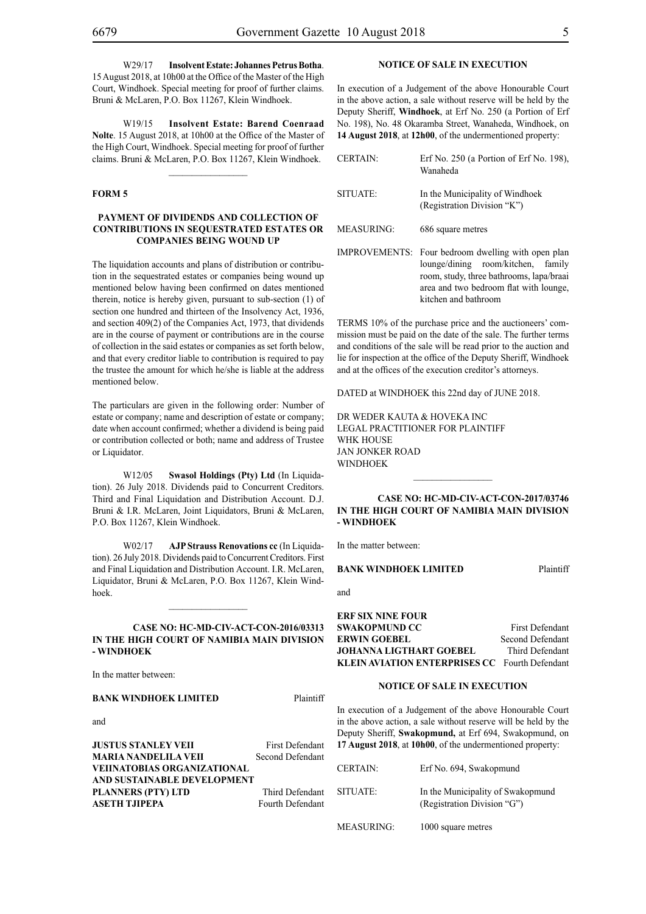W29/17 **Insolvent Estate: Johannes Petrus Botha**. 15 August 2018, at 10h00 at the Office of the Master of the High Court, Windhoek. Special meeting for proof of further claims. Bruni & McLaren, P.O. Box 11267, Klein Windhoek.

W19/15 **Insolvent Estate: Barend Coenraad Nolte**. 15 August 2018, at 10h00 at the Office of the Master of the High Court, Windhoek. Special meeting for proof of further claims. Bruni & McLaren, P.O. Box 11267, Klein Windhoek.

---

**FORM 5**

**PAYMENT OF DIVIDENDS AND COLLECTION OF CONTRIBUTIONS IN SEQUESTRATED ESTATES OR COMPANIES BEING WOUND UP**

The liquidation accounts and plans of distribution or contribution in the sequestrated estates or companies being wound up mentioned below having been confirmed on dates mentioned therein, notice is hereby given, pursuant to sub-section (1) of section one hundred and thirteen of the Insolvency Act, 1936, and section 409(2) of the Companies Act, 1973, that dividends are in the course of payment or contributions are in the course of collection in the said estates or companies as set forth below, and that every creditor liable to contribution is required to pay the trustee the amount for which he/she is liable at the address mentioned below.

The particulars are given in the following order: Number of estate or company; name and description of estate or company; date when account confirmed; whether a dividend is being paid or contribution collected or both; name and address of Trustee or Liquidator.

W12/05 **Swasol Holdings (Pty) Ltd** (In Liquidation). 26 July 2018. Dividends paid to Concurrent Creditors. Third and Final Liquidation and Distribution Account. D.J. Bruni & I.R. McLaren, Joint Liquidators, Bruni & McLaren, P.O. Box 11267, Klein Windhoek.

W02/17 **AJP Strauss Renovations cc** (In Liquidation). 26 July 2018. Dividends paid to Concurrent Creditors. First and Final Liquidation and Distribution Account. I.R. McLaren, Liquidator, Bruni & McLaren, P.O. Box 11267, Klein Windhoek.

---

**CASE NO: HC-MD-CIV-ACT-CON-2016/03313**
**IN THE HIGH COURT OF NAMIBIA MAIN DIVISION - WINDHOEK**

In the matter between:

**BANK WINDHOEK LIMITED** Plaintiff

and

**JUSTUS STANLEY VEII** First Defendant
**MARIA NANDELILA VEII** Second Defendant
**VEIINATOBIAS ORGANIZATIONAL AND SUSTAINABLE DEVELOPMENT PLANNERS (PTY) LTD** Third Defendant
**ASETH TJIPEPA** Fourth Defendant

**NOTICE OF SALE IN EXECUTION**

In execution of a Judgement of the above Honourable Court in the above action, a sale without reserve will be held by the Deputy Sheriff, **Windhoek**, at Erf No. 250 (a Portion of Erf No. 198), No. 48 Okaramba Street, Wanaheda, Windhoek, on **14 August 2018**, at **12h00**, of the undermentioned property:

| | |
|---|---|
| CERTAIN: | Erf No. 250 (a Portion of Erf No. 198), Wanaheda |
| SITUATE: | In the Municipality of Windhoek (Registration Division "K") |
| MEASURING: | 686 square metres |
| IMPROVEMENTS: | Four bedroom dwelling with open plan lounge/dining room/kitchen, family room, study, three bathrooms, lapa/braai area and two bedroom flat with lounge, kitchen and bathroom |

TERMS 10% of the purchase price and the auctioneers' commission must be paid on the date of the sale. The further terms and conditions of the sale will be read prior to the auction and lie for inspection at the office of the Deputy Sheriff, Windhoek and at the offices of the execution creditor's attorneys.

DATED at WINDHOEK this 22nd day of JUNE 2018.

DR WEDER KAUTA & HOVEKA INC
LEGAL PRACTITIONER FOR PLAINTIFF
WHK HOUSE
JAN JONKER ROAD
WINDHOEK

---

**CASE NO: HC-MD-CIV-ACT-CON-2017/03746**
**IN THE HIGH COURT OF NAMIBIA MAIN DIVISION - WINDHOEK**

In the matter between:

**BANK WINDHOEK LIMITED** Plaintiff

and

**ERF SIX NINE FOUR SWAKOPMUND CC** First Defendant
**ERWIN GOEBEL** Second Defendant
**JOHANNA LIGTHART GOEBEL** Third Defendant
**KLEIN AVIATION ENTERPRISES CC** Fourth Defendant

**NOTICE OF SALE IN EXECUTION**

In execution of a Judgement of the above Honourable Court in the above action, a sale without reserve will be held by the Deputy Sheriff, **Swakopmund,** at Erf 694, Swakopmund, on **17 August 2018**, at **10h00**, of the undermentioned property:

| | |
|---|---|
| CERTAIN: | Erf No. 694, Swakopmund |
| SITUATE: | In the Municipality of Swakopmund (Registration Division "G") |
| MEASURING: | 1000 square metres |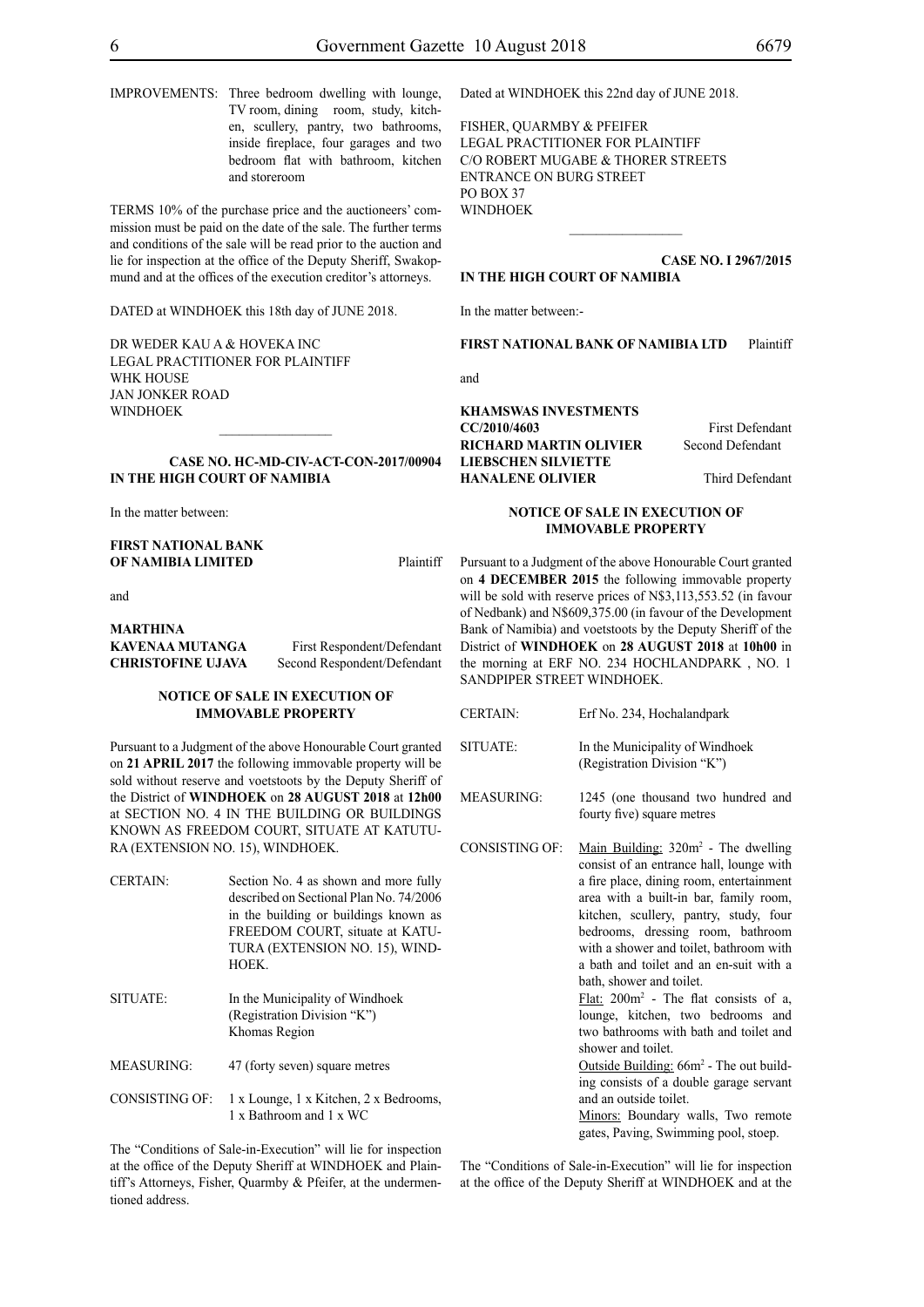IMPROVEMENTS: Three bedroom dwelling with lounge, TV room, dining room, study, kitchen, scullery, pantry, two bathrooms, inside fireplace, four garages and two bedroom flat with bathroom, kitchen and storeroom

TERMS 10% of the purchase price and the auctioneers' commission must be paid on the date of the sale. The further terms and conditions of the sale will be read prior to the auction and lie for inspection at the office of the Deputy Sheriff, Swakopmund and at the offices of the execution creditor's attorneys.

DATED at WINDHOEK this 18th day of JUNE 2018.

DR WEDER KAU A & HOVEKA INC
LEGAL PRACTITIONER FOR PLAINTIFF
WHK HOUSE
JAN JONKER ROAD
WINDHOEK

---

**CASE NO. HC-MD-CIV-ACT-CON-2017/00904**
**IN THE HIGH COURT OF NAMIBIA**

In the matter between:

**FIRST NATIONAL BANK OF NAMIBIA LIMITED** Plaintiff

and

**MARTHINA KAVENAA MUTANGA** First Respondent/Defendant
**CHRISTOFINE UJAVA** Second Respondent/Defendant

**NOTICE OF SALE IN EXECUTION OF IMMOVABLE PROPERTY**

Pursuant to a Judgment of the above Honourable Court granted on **21 APRIL 2017** the following immovable property will be sold without reserve and voetstoots by the Deputy Sheriff of the District of **WINDHOEK** on **28 AUGUST 2018** at **12h00** at SECTION NO. 4 IN THE BUILDING OR BUILDINGS KNOWN AS FREEDOM COURT, SITUATE AT KATUTURA (EXTENSION NO. 15), WINDHOEK.

| | |
|---|---|
| CERTAIN: | Section No. 4 as shown and more fully described on Sectional Plan No. 74/2006 in the building or buildings known as FREEDOM COURT, situate at KATUTURA (EXTENSION NO. 15), WINDHOEK. |
| SITUATE: | In the Municipality of Windhoek (Registration Division "K") Khomas Region |
| MEASURING: | 47 (forty seven) square metres |
| CONSISTING OF: | 1 x Lounge, 1 x Kitchen, 2 x Bedrooms, 1 x Bathroom and 1 x WC |

The "Conditions of Sale-in-Execution" will lie for inspection at the office of the Deputy Sheriff at WINDHOEK and Plaintiff's Attorneys, Fisher, Quarmby & Pfeifer, at the undermentioned address.

Dated at WINDHOEK this 22nd day of JUNE 2018.

FISHER, QUARMBY & PFEIFER
LEGAL PRACTITIONER FOR PLAINTIFF
C/O ROBERT MUGABE & THORER STREETS
ENTRANCE ON BURG STREET
PO BOX 37
WINDHOEK

---

**CASE NO. I 2967/2015**
**IN THE HIGH COURT OF NAMIBIA**

In the matter between:-

**FIRST NATIONAL BANK OF NAMIBIA LTD** Plaintiff

and

**KHAMSWAS INVESTMENTS CC/2010/4603** First Defendant
**RICHARD MARTIN OLIVIER** Second Defendant
**LIEBSCHEN SILVIETTE HANALENE OLIVIER** Third Defendant

**NOTICE OF SALE IN EXECUTION OF IMMOVABLE PROPERTY**

Pursuant to a Judgment of the above Honourable Court granted on **4 DECEMBER 2015** the following immovable property will be sold with reserve prices of N$3,113,553.52 (in favour of Nedbank) and N$609,375.00 (in favour of the Development Bank of Namibia) and voetstoots by the Deputy Sheriff of the District of **WINDHOEK** on **28 AUGUST 2018** at **10h00** in the morning at ERF NO. 234 HOCHLANDPARK , NO. 1 SANDPIPER STREET WINDHOEK.

| | |
|---|---|
| CERTAIN: | Erf No. 234, Hochalandpark |
| SITUATE: | In the Municipality of Windhoek (Registration Division "K") |
| MEASURING: | 1245 (one thousand two hundred and fourty five) square metres |
| CONSISTING OF: | Main Building: 320m² - The dwelling consist of an entrance hall, lounge with a fire place, dining room, entertainment area with a built-in bar, family room, kitchen, scullery, pantry, study, four bedrooms, dressing room, bathroom with a shower and toilet, bathroom with a bath and toilet and an en-suit with a bath, shower and toilet.<br>Flat: 200m² - The flat consists of a, lounge, kitchen, two bedrooms and two bathrooms with bath and toilet and shower and toilet.<br>Outside Building: 66m² - The out building consists of a double garage servant and an outside toilet.<br>Minors: Boundary walls, Two remote gates, Paving, Swimming pool, stoep. |

The "Conditions of Sale-in-Execution" will lie for inspection at the office of the Deputy Sheriff at WINDHOEK and at the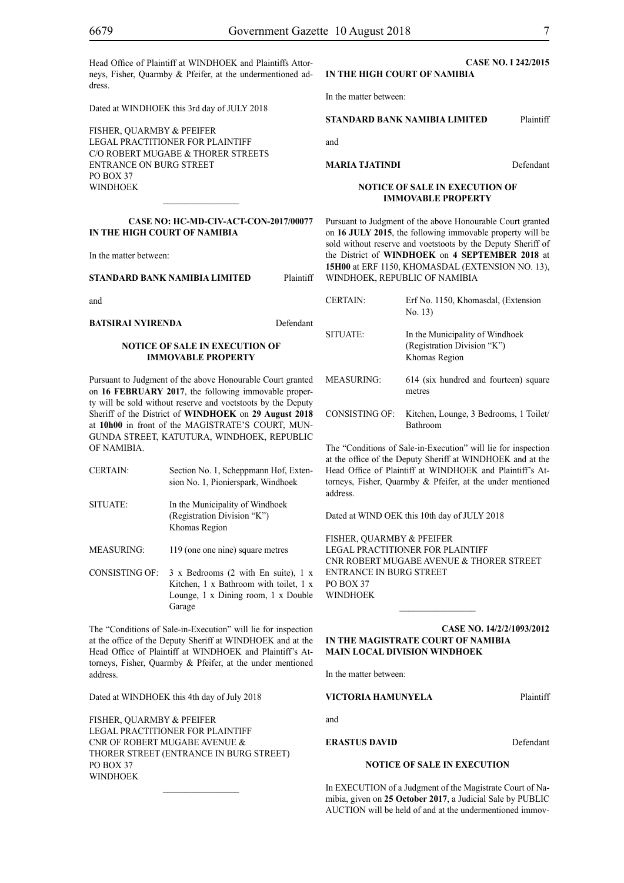Head Office of Plaintiff at WINDHOEK and Plaintiffs Attorneys, Fisher, Quarmby & Pfeifer, at the undermentioned address.

Dated at WINDHOEK this 3rd day of JULY 2018

FISHER, QUARMBY & PFEIFER
LEGAL PRACTITIONER FOR PLAINTIFF
C/O ROBERT MUGABE & THORER STREETS
ENTRANCE ON BURG STREET
PO BOX 37
WINDHOEK

---

**CASE NO: HC-MD-CIV-ACT-CON-2017/00077**

**IN THE HIGH COURT OF NAMIBIA**

In the matter between:

**STANDARD BANK NAMIBIA LIMITED** Plaintiff

and

**BATSIRAI NYIRENDA** Defendant

**NOTICE OF SALE IN EXECUTION OF IMMOVABLE PROPERTY**

Pursuant to Judgment of the above Honourable Court granted on **16 FEBRUARY 2017**, the following immovable property will be sold without reserve and voetstoots by the Deputy Sheriff of the District of **WINDHOEK** on **29 August 2018** at **10h00** in front of the MAGISTRATE'S COURT, MUNGUNDA STREET, KATUTURA, WINDHOEK, REPUBLIC OF NAMIBIA.

| | |
|---|---|
| CERTAIN: | Section No. 1, Scheppmann Hof, Extension No. 1, Pionierspark, Windhoek |
| SITUATE: | In the Municipality of Windhoek (Registration Division "K") Khomas Region |
| MEASURING: | 119 (one one nine) square metres |
| CONSISTING OF: | 3 x Bedrooms (2 with En suite), 1 x Kitchen, 1 x Bathroom with toilet, 1 x Lounge, 1 x Dining room, 1 x Double Garage |

The "Conditions of Sale-in-Execution" will lie for inspection at the office of the Deputy Sheriff at WINDHOEK and at the Head Office of Plaintiff at WINDHOEK and Plaintiff's Attorneys, Fisher, Quarmby & Pfeifer, at the under mentioned address.

Dated at WINDHOEK this 4th day of July 2018

FISHER, QUARMBY & PFEIFER
LEGAL PRACTITIONER FOR PLAINTIFF
CNR OF ROBERT MUGABE AVENUE &
THORER STREET (ENTRANCE IN BURG STREET)
PO BOX 37
WINDHOEK

---

**CASE NO. I 242/2015**

**IN THE HIGH COURT OF NAMIBIA**

In the matter between:

**STANDARD BANK NAMIBIA LIMITED** Plaintiff

and

**MARIA TJATINDI** Defendant

**NOTICE OF SALE IN EXECUTION OF IMMOVABLE PROPERTY**

Pursuant to Judgment of the above Honourable Court granted on **16 JULY 2015**, the following immovable property will be sold without reserve and voetstoots by the Deputy Sheriff of the District of **WINDHOEK** on **4 SEPTEMBER 2018** at **15H00** at ERF 1150, KHOMASDAL (EXTENSION NO. 13), WINDHOEK, REPUBLIC OF NAMIBIA

| | |
|---|---|
| CERTAIN: | Erf No. 1150, Khomasdal, (Extension No. 13) |
| SITUATE: | In the Municipality of Windhoek (Registration Division "K") Khomas Region |
| MEASURING: | 614 (six hundred and fourteen) square metres |
| CONSISTING OF: | Kitchen, Lounge, 3 Bedrooms, 1 Toilet/Bathroom |

The "Conditions of Sale-in-Execution" will lie for inspection at the office of the Deputy Sheriff at WINDHOEK and at the Head Office of Plaintiff at WINDHOEK and Plaintiff's Attorneys, Fisher, Quarmby & Pfeifer, at the under mentioned address.

Dated at WIND OEK this 10th day of JULY 2018

FISHER, QUARMBY & PFEIFER
LEGAL PRACTITIONER FOR PLAINTIFF
CNR ROBERT MUGABE AVENUE & THORER STREET
ENTRANCE IN BURG STREET
PO BOX 37
WINDHOEK

---

**CASE NO. 14/2/2/1093/2012**

**IN THE MAGISTRATE COURT OF NAMIBIA**
**MAIN LOCAL DIVISION WINDHOEK**

In the matter between:

**VICTORIA HAMUNYELA** Plaintiff

and

**ERASTUS DAVID** Defendant

**NOTICE OF SALE IN EXECUTION**

In EXECUTION of a Judgment of the Magistrate Court of Namibia, given on **25 October 2017**, a Judicial Sale by PUBLIC AUCTION will be held of and at the undermentioned immov-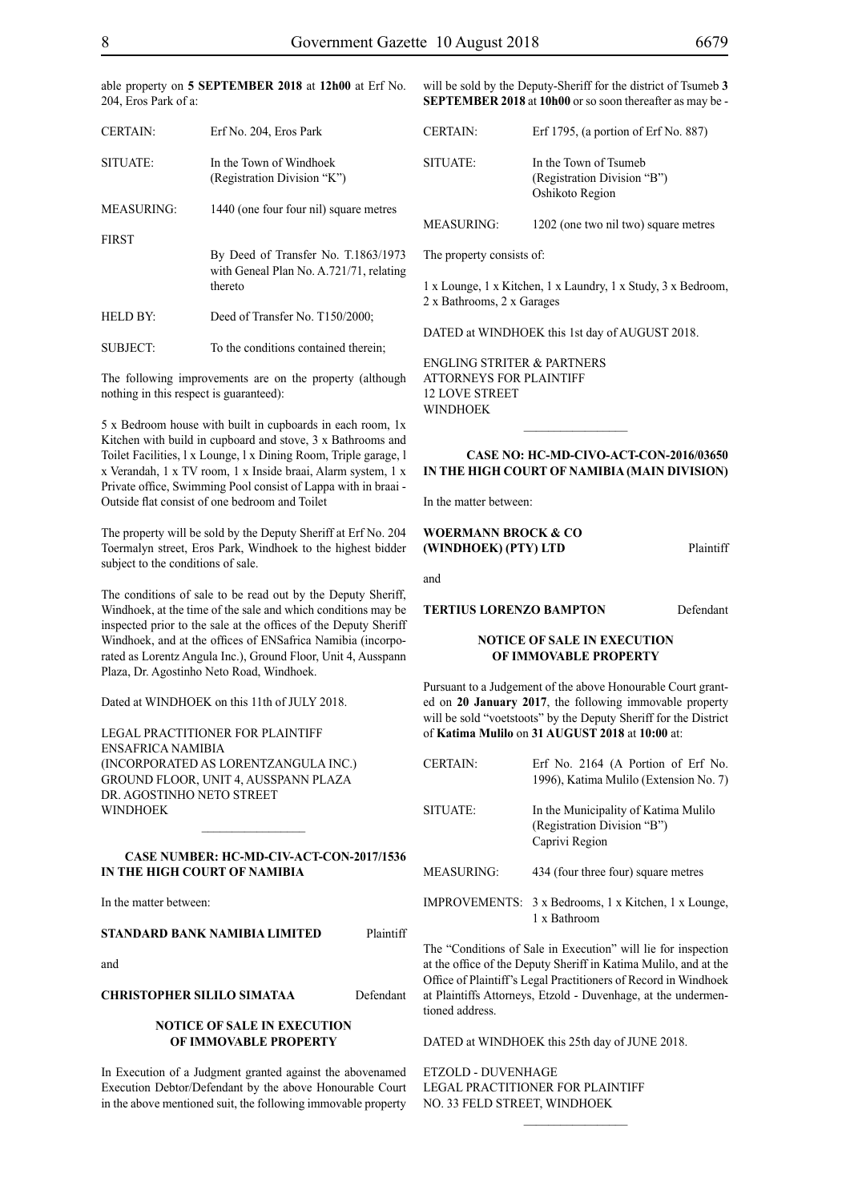able property on **5 SEPTEMBER 2018** at **12h00** at Erf No. 204, Eros Park of a:

| | |
|---|---|
| CERTAIN: | Erf No. 204, Eros Park |
| SITUATE: | In the Town of Windhoek (Registration Division "K") |
| MEASURING: | 1440 (one four four nil) square metres |
| FIRST | By Deed of Transfer No. T.1863/1973 with Geneal Plan No. A.721/71, relating thereto |
| HELD BY: | Deed of Transfer No. T150/2000; |
| SUBJECT: | To the conditions contained therein; |

The following improvements are on the property (although nothing in this respect is guaranteed):

5 x Bedroom house with built in cupboards in each room, 1x Kitchen with build in cupboard and stove, 3 x Bathrooms and Toilet Facilities, l x Lounge, l x Dining Room, Triple garage, l x Verandah, 1 x TV room, 1 x Inside braai, Alarm system, 1 x Private office, Swimming Pool consist of Lappa with in braai - Outside flat consist of one bedroom and Toilet

The property will be sold by the Deputy Sheriff at Erf No. 204 Toermalyn street, Eros Park, Windhoek to the highest bidder subject to the conditions of sale.

The conditions of sale to be read out by the Deputy Sheriff, Windhoek, at the time of the sale and which conditions may be inspected prior to the sale at the offices of the Deputy Sheriff Windhoek, and at the offices of ENSafrica Namibia (incorporated as Lorentz Angula Inc.), Ground Floor, Unit 4, Ausspann Plaza, Dr. Agostinho Neto Road, Windhoek.

Dated at WINDHOEK on this 11th of JULY 2018.

LEGAL PRACTITIONER FOR PLAINTIFF
ENSAFRICA NAMIBIA
(INCORPORATED AS LORENTZANGULA INC.)
GROUND FLOOR, UNIT 4, AUSSPANN PLAZA
DR. AGOSTINHO NETO STREET
WINDHOEK

---

**CASE NUMBER: HC-MD-CIV-ACT-CON-2017/1536**
**IN THE HIGH COURT OF NAMIBIA**

In the matter between:

**STANDARD BANK NAMIBIA LIMITED** Plaintiff

and

**CHRISTOPHER SILILO SIMATAA** Defendant

**NOTICE OF SALE IN EXECUTION OF IMMOVABLE PROPERTY**

In Execution of a Judgment granted against the abovenamed Execution Debtor/Defendant by the above Honourable Court in the above mentioned suit, the following immovable property will be sold by the Deputy-Sheriff for the district of Tsumeb **3 SEPTEMBER 2018** at **10h00** or so soon thereafter as may be -

| | |
|---|---|
| CERTAIN: | Erf 1795, (a portion of Erf No. 887) |
| SITUATE: | In the Town of Tsumeb (Registration Division "B") Oshikoto Region |
| MEASURING: | 1202 (one two nil two) square metres |

The property consists of:

1 x Lounge, 1 x Kitchen, 1 x Laundry, 1 x Study, 3 x Bedroom, 2 x Bathrooms, 2 x Garages

DATED at WINDHOEK this 1st day of AUGUST 2018.

ENGLING STRITER & PARTNERS
ATTORNEYS FOR PLAINTIFF
12 LOVE STREET
WINDHOEK

---

**CASE NO: HC-MD-CIVO-ACT-CON-2016/03650**
**IN THE HIGH COURT OF NAMIBIA (MAIN DIVISION)**

In the matter between:

**WOERMANN BROCK & CO (WINDHOEK) (PTY) LTD** Plaintiff

and

**TERTIUS LORENZO BAMPTON** Defendant

**NOTICE OF SALE IN EXECUTION OF IMMOVABLE PROPERTY**

Pursuant to a Judgement of the above Honourable Court granted on **20 January 2017**, the following immovable property will be sold "voetstoots" by the Deputy Sheriff for the District of **Katima Mulilo** on **31 AUGUST 2018** at **10:00** at:

| | |
|---|---|
| CERTAIN: | Erf No. 2164 (A Portion of Erf No. 1996), Katima Mulilo (Extension No. 7) |
| SITUATE: | In the Municipality of Katima Mulilo (Registration Division "B") Caprivi Region |
| MEASURING: | 434 (four three four) square metres |
| IMPROVEMENTS: | 3 x Bedrooms, 1 x Kitchen, 1 x Lounge, 1 x Bathroom |

The "Conditions of Sale in Execution" will lie for inspection at the office of the Deputy Sheriff in Katima Mulilo, and at the Office of Plaintiff's Legal Practitioners of Record in Windhoek at Plaintiffs Attorneys, Etzold - Duvenhage, at the undermentioned address.

DATED at WINDHOEK this 25th day of JUNE 2018.

ETZOLD - DUVENHAGE
LEGAL PRACTITIONER FOR PLAINTIFF
NO. 33 FELD STREET, WINDHOEK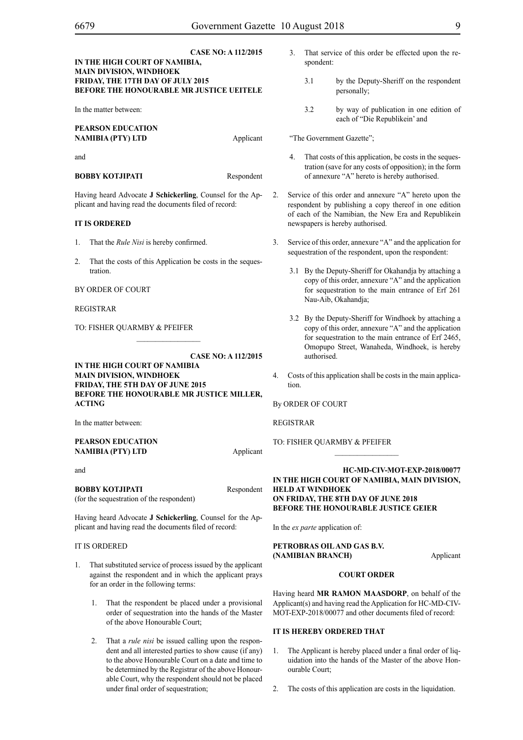**CASE NO: A 112/2015**

**IN THE HIGH COURT OF NAMIBIA, MAIN DIVISION, WINDHOEK FRIDAY, THE 17TH DAY OF JULY 2015 BEFORE THE HONOURABLE MR JUSTICE UEITELE**

In the matter between:

**PEARSON EDUCATION NAMIBIA (PTY) LTD** Applicant

and

**BOBBY KOTJIPATI** Respondent

Having heard Advocate **J Schickerling**, Counsel for the Applicant and having read the documents filed of record:

**IT IS ORDERED**

1. That the *Rule Nisi* is hereby confirmed.

2. That the costs of this Application be costs in the sequestration.

BY ORDER OF COURT

REGISTRAR

TO: FISHER QUARMBY & PFEIFER

________________

**CASE NO: A 112/2015**

**IN THE HIGH COURT OF NAMIBIA MAIN DIVISION, WINDHOEK FRIDAY, THE 5TH DAY OF JUNE 2015 BEFORE THE HONOURABLE MR JUSTICE MILLER, ACTING**

In the matter between:

**PEARSON EDUCATION NAMIBIA (PTY) LTD** Applicant

and

**BOBBY KOTJIPATI** Respondent
(for the sequestration of the respondent)

Having heard Advocate **J Schickerling**, Counsel for the Applicant and having read the documents filed of record:

IT IS ORDERED

1. That substituted service of process issued by the applicant against the respondent and in which the applicant prays for an order in the following terms:

    1. That the respondent be placed under a provisional order of sequestration into the hands of the Master of the above Honourable Court;

    2. That a *rule nisi* be issued calling upon the respondent and all interested parties to show cause (if any) to the above Honourable Court on a date and time to be determined by the Registrar of the above Honourable Court, why the respondent should not be placed under final order of sequestration;

    3. That service of this order be effected upon the respondent:

        3.1 by the Deputy-Sheriff on the respondent personally;

        3.2 by way of publication in one edition of each of "Die Republikein' and

    "The Government Gazette";

    4. That costs of this application, be costs in the sequestration (save for any costs of opposition); in the form of annexure "A" hereto is hereby authorised.

2. Service of this order and annexure "A" hereto upon the respondent by publishing a copy thereof in one edition of each of the Namibian, the New Era and Republikein newspapers is hereby authorised.

3. Service of this order, annexure "A" and the application for sequestration of the respondent, upon the respondent:

    3.1 By the Deputy-Sheriff for Okahandja by attaching a copy of this order, annexure "A" and the application for sequestration to the main entrance of Erf 261 Nau-Aib, Okahandja;

    3.2 By the Deputy-Sheriff for Windhoek by attaching a copy of this order, annexure "A" and the application for sequestration to the main entrance of Erf 2465, Omopupo Street, Wanaheda, Windhoek, is hereby authorised.

4. Costs of this application shall be costs in the main application.

By ORDER OF COURT

REGISTRAR

TO: FISHER QUARMBY & PFEIFER

________________

**HC-MD-CIV-MOT-EXP-2018/00077**

**IN THE HIGH COURT OF NAMIBIA, MAIN DIVISION, HELD AT WINDHOEK ON FRIDAY, THE 8TH DAY OF JUNE 2018 BEFORE THE HONOURABLE JUSTICE GEIER**

In the *ex parte* application of:

**PETROBRAS OIL AND GAS B.V. (NAMIBIAN BRANCH)** Applicant

**COURT ORDER**

Having heard **MR RAMON MAASDORP**, on behalf of the Applicant(s) and having read the Application for HC-MD-CIV-MOT-EXP-2018/00077 and other documents filed of record:

**IT IS HEREBY ORDERED THAT**

1. The Applicant is hereby placed under a final order of liquidation into the hands of the Master of the above Honourable Court;

2. The costs of this application are costs in the liquidation.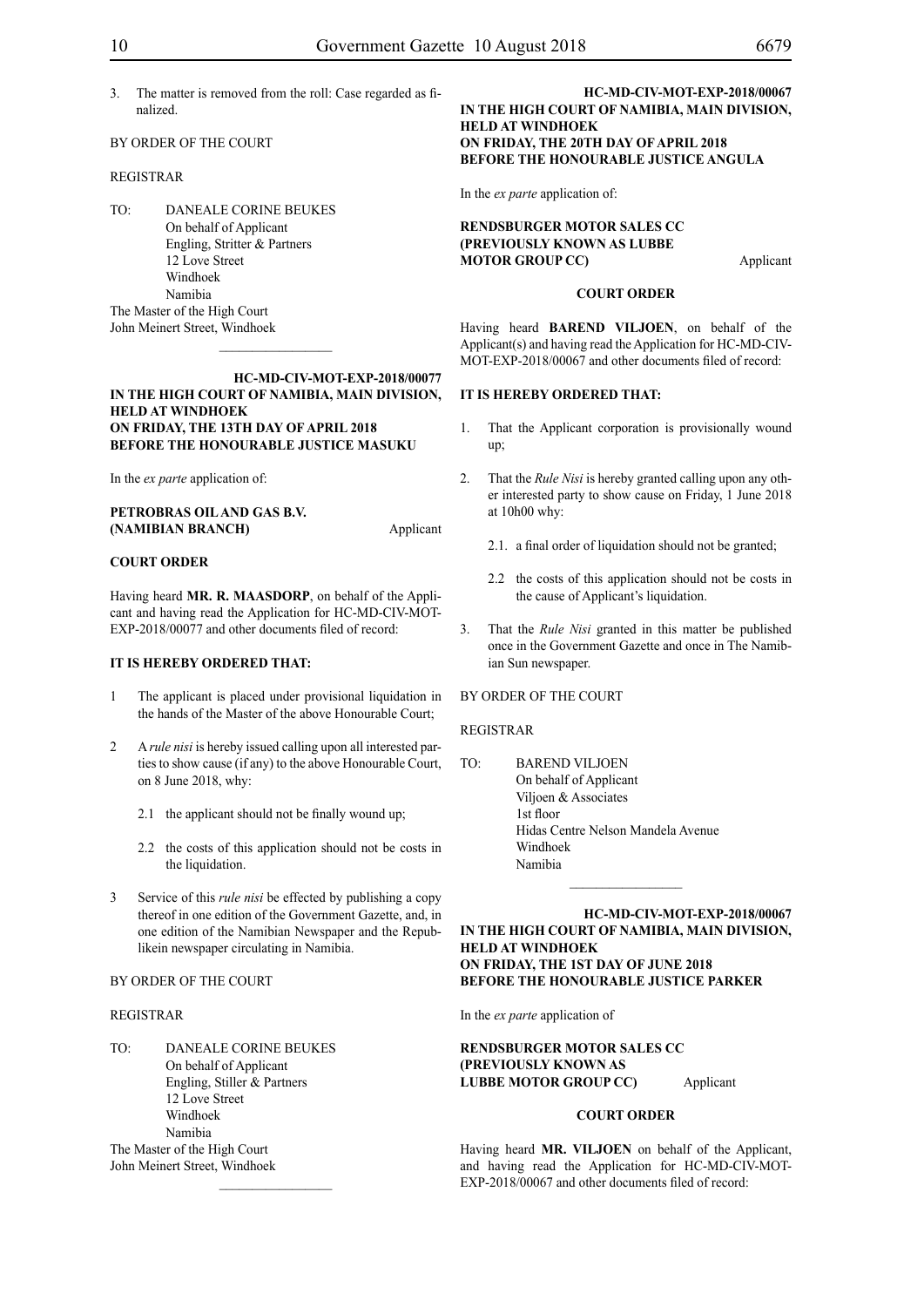3. The matter is removed from the roll: Case regarded as finalized.

BY ORDER OF THE COURT

REGISTRAR

TO: DANEALE CORINE BEUKES
On behalf of Applicant
Engling, Stritter & Partners
12 Love Street
Windhoek
Namibia

The Master of the High Court
John Meinert Street, Windhoek

---

**HC-MD-CIV-MOT-EXP-2018/00077**
**IN THE HIGH COURT OF NAMIBIA, MAIN DIVISION, HELD AT WINDHOEK**
**ON FRIDAY, THE 13TH DAY OF APRIL 2018**
**BEFORE THE HONOURABLE JUSTICE MASUKU**

In the *ex parte* application of:

**PETROBRAS OIL AND GAS B.V. (NAMIBIAN BRANCH)** Applicant

**COURT ORDER**

Having heard **MR. R. MAASDORP**, on behalf of the Applicant and having read the Application for HC-MD-CIV-MOT-EXP-2018/00077 and other documents filed of record:

**IT IS HEREBY ORDERED THAT:**

1 The applicant is placed under provisional liquidation in the hands of the Master of the above Honourable Court;

2 A *rule nisi* is hereby issued calling upon all interested parties to show cause (if any) to the above Honourable Court, on 8 June 2018, why:

2.1 the applicant should not be finally wound up;

2.2 the costs of this application should not be costs in the liquidation.

3 Service of this *rule nisi* be effected by publishing a copy thereof in one edition of the Government Gazette, and, in one edition of the Namibian Newspaper and the Republikein newspaper circulating in Namibia.

BY ORDER OF THE COURT

REGISTRAR

TO: DANEALE CORINE BEUKES
On behalf of Applicant
Engling, Stiller & Partners
12 Love Street
Windhoek
Namibia

The Master of the High Court
John Meinert Street, Windhoek

---

**HC-MD-CIV-MOT-EXP-2018/00067**
**IN THE HIGH COURT OF NAMIBIA, MAIN DIVISION, HELD AT WINDHOEK**
**ON FRIDAY, THE 20TH DAY OF APRIL 2018**
**BEFORE THE HONOURABLE JUSTICE ANGULA**

In the *ex parte* application of:

**RENDSBURGER MOTOR SALES CC (PREVIOUSLY KNOWN AS LUBBE MOTOR GROUP CC)** Applicant

**COURT ORDER**

Having heard **BAREND VILJOEN**, on behalf of the Applicant(s) and having read the Application for HC-MD-CIV-MOT-EXP-2018/00067 and other documents filed of record:

**IT IS HEREBY ORDERED THAT:**

1. That the Applicant corporation is provisionally wound up;

2. That the *Rule Nisi* is hereby granted calling upon any other interested party to show cause on Friday, 1 June 2018 at 10h00 why:

2.1. a final order of liquidation should not be granted;

2.2 the costs of this application should not be costs in the cause of Applicant's liquidation.

3. That the *Rule Nisi* granted in this matter be published once in the Government Gazette and once in The Namibian Sun newspaper.

BY ORDER OF THE COURT

REGISTRAR

TO: BAREND VILJOEN
On behalf of Applicant
Viljoen & Associates
1st floor
Hidas Centre Nelson Mandela Avenue
Windhoek
Namibia

---

**HC-MD-CIV-MOT-EXP-2018/00067**
**IN THE HIGH COURT OF NAMIBIA, MAIN DIVISION, HELD AT WINDHOEK**
**ON FRIDAY, THE 1ST DAY OF JUNE 2018**
**BEFORE THE HONOURABLE JUSTICE PARKER**

In the *ex parte* application of

**RENDSBURGER MOTOR SALES CC (PREVIOUSLY KNOWN AS LUBBE MOTOR GROUP CC)** Applicant

**COURT ORDER**

Having heard **MR. VILJOEN** on behalf of the Applicant, and having read the Application for HC-MD-CIV-MOT-EXP-2018/00067 and other documents filed of record: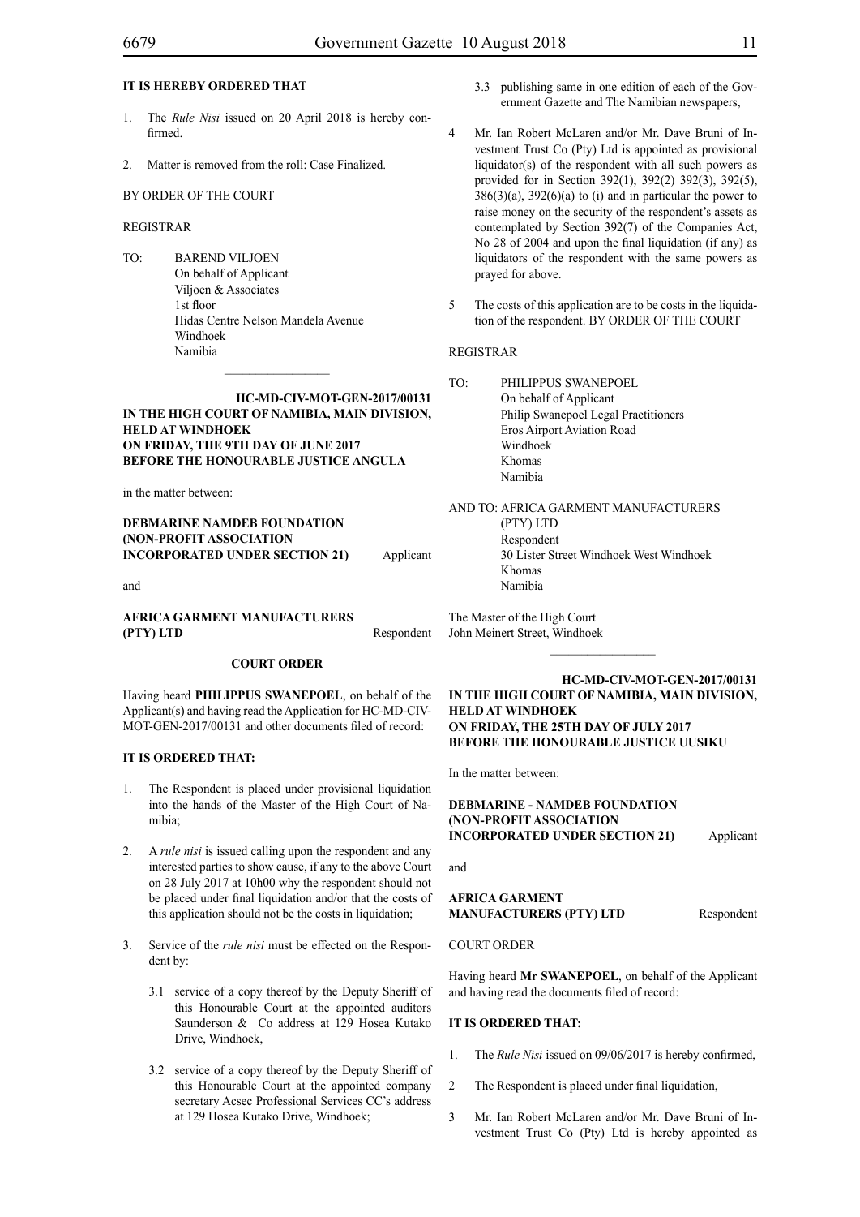**IT IS HEREBY ORDERED THAT**

1. The *Rule Nisi* issued on 20 April 2018 is hereby confirmed.

2. Matter is removed from the roll: Case Finalized.

BY ORDER OF THE COURT

REGISTRAR

TO: BAREND VILJOEN
On behalf of Applicant
Viljoen & Associates
1st floor
Hidas Centre Nelson Mandela Avenue
Windhoek
Namibia

________________

**HC-MD-CIV-MOT-GEN-2017/00131**

**IN THE HIGH COURT OF NAMIBIA, MAIN DIVISION, HELD AT WINDHOEK**
**ON FRIDAY, THE 9TH DAY OF JUNE 2017**
**BEFORE THE HONOURABLE JUSTICE ANGULA**

in the matter between:

**DEBMARINE NAMDEB FOUNDATION (NON-PROFIT ASSOCIATION INCORPORATED UNDER SECTION 21)** Applicant

and

**AFRICA GARMENT MANUFACTURERS (PTY) LTD** Respondent

**COURT ORDER**

Having heard **PHILIPPUS SWANEPOEL**, on behalf of the Applicant(s) and having read the Application for HC-MD-CIV-MOT-GEN-2017/00131 and other documents filed of record:

**IT IS ORDERED THAT:**

1. The Respondent is placed under provisional liquidation into the hands of the Master of the High Court of Namibia;

2. A *rule nisi* is issued calling upon the respondent and any interested parties to show cause, if any to the above Court on 28 July 2017 at 10h00 why the respondent should not be placed under final liquidation and/or that the costs of this application should not be the costs in liquidation;

3. Service of the *rule nisi* must be effected on the Respondent by:

   3.1 service of a copy thereof by the Deputy Sheriff of this Honourable Court at the appointed auditors Saunderson & Co address at 129 Hosea Kutako Drive, Windhoek,

   3.2 service of a copy thereof by the Deputy Sheriff of this Honourable Court at the appointed company secretary Acsec Professional Services CC's address at 129 Hosea Kutako Drive, Windhoek;

   3.3 publishing same in one edition of each of the Government Gazette and The Namibian newspapers,

4 Mr. Ian Robert McLaren and/or Mr. Dave Bruni of Investment Trust Co (Pty) Ltd is appointed as provisional liquidator(s) of the respondent with all such powers as provided for in Section 392(1), 392(2) 392(3), 392(5), 386(3)(a), 392(6)(a) to (i) and in particular the power to raise money on the security of the respondent's assets as contemplated by Section 392(7) of the Companies Act, No 28 of 2004 and upon the final liquidation (if any) as liquidators of the respondent with the same powers as prayed for above.

5 The costs of this application are to be costs in the liquidation of the respondent. BY ORDER OF THE COURT

REGISTRAR

TO: PHILIPPUS SWANEPOEL
On behalf of Applicant
Philip Swanepoel Legal Practitioners
Eros Airport Aviation Road
Windhoek
Khomas
Namibia

AND TO: AFRICA GARMENT MANUFACTURERS (PTY) LTD
Respondent
30 Lister Street Windhoek West Windhoek
Khomas
Namibia

The Master of the High Court
John Meinert Street, Windhoek

________________

**HC-MD-CIV-MOT-GEN-2017/00131**

**IN THE HIGH COURT OF NAMIBIA, MAIN DIVISION, HELD AT WINDHOEK**
**ON FRIDAY, THE 25TH DAY OF JULY 2017**
**BEFORE THE HONOURABLE JUSTICE UUSIKU**

In the matter between:

**DEBMARINE - NAMDEB FOUNDATION (NON-PROFIT ASSOCIATION INCORPORATED UNDER SECTION 21)** Applicant

and

**AFRICA GARMENT MANUFACTURERS (PTY) LTD** Respondent

COURT ORDER

Having heard **Mr SWANEPOEL**, on behalf of the Applicant and having read the documents filed of record:

**IT IS ORDERED THAT:**

1. The *Rule Nisi* issued on 09/06/2017 is hereby confirmed,

2 The Respondent is placed under final liquidation,

3 Mr. Ian Robert McLaren and/or Mr. Dave Bruni of Investment Trust Co (Pty) Ltd is hereby appointed as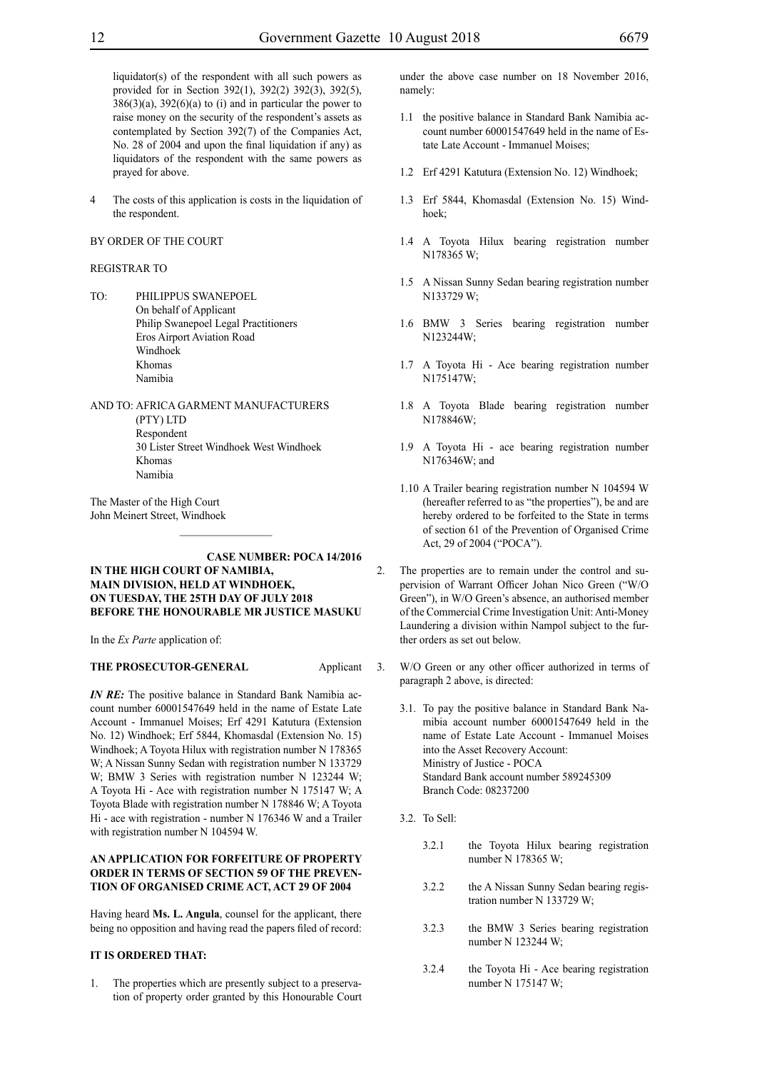liquidator(s) of the respondent with all such powers as provided for in Section 392(1), 392(2) 392(3), 392(5), 386(3)(a), 392(6)(a) to (i) and in particular the power to raise money on the security of the respondent's assets as contemplated by Section 392(7) of the Companies Act, No. 28 of 2004 and upon the final liquidation if any) as liquidators of the respondent with the same powers as prayed for above.

4 The costs of this application is costs in the liquidation of the respondent.

BY ORDER OF THE COURT

REGISTRAR TO

TO: PHILIPPUS SWANEPOEL
On behalf of Applicant
Philip Swanepoel Legal Practitioners
Eros Airport Aviation Road
Windhoek
Khomas
Namibia

AND TO: AFRICA GARMENT MANUFACTURERS (PTY) LTD
Respondent
30 Lister Street Windhoek West Windhoek
Khomas
Namibia

The Master of the High Court
John Meinert Street, Windhoek

---

**CASE NUMBER: POCA 14/2016**

**IN THE HIGH COURT OF NAMIBIA, MAIN DIVISION, HELD AT WINDHOEK, ON TUESDAY, THE 25TH DAY OF JULY 2018 BEFORE THE HONOURABLE MR JUSTICE MASUKU**

In the *Ex Parte* application of:

**THE PROSECUTOR-GENERAL** Applicant

***IN RE:*** The positive balance in Standard Bank Namibia account number 60001547649 held in the name of Estate Late Account - Immanuel Moises; Erf 4291 Katutura (Extension No. 12) Windhoek; Erf 5844, Khomasdal (Extension No. 15) Windhoek; A Toyota Hilux with registration number N 178365 W; A Nissan Sunny Sedan with registration number N 133729 W; BMW 3 Series with registration number N 123244 W; A Toyota Hi - Ace with registration number N 175147 W; A Toyota Blade with registration number N 178846 W; A Toyota Hi - ace with registration - number N 176346 W and a Trailer with registration number N 104594 W.

**AN APPLICATION FOR FORFEITURE OF PROPERTY ORDER IN TERMS OF SECTION 59 OF THE PREVENTION OF ORGANISED CRIME ACT, ACT 29 OF 2004**

Having heard **Ms. L. Angula**, counsel for the applicant, there being no opposition and having read the papers filed of record:

**IT IS ORDERED THAT:**

1. The properties which are presently subject to a preservation of property order granted by this Honourable Court under the above case number on 18 November 2016, namely:

   1.1 the positive balance in Standard Bank Namibia account number 60001547649 held in the name of Estate Late Account - Immanuel Moises;

   1.2 Erf 4291 Katutura (Extension No. 12) Windhoek;

   1.3 Erf 5844, Khomasdal (Extension No. 15) Windhoek;

   1.4 A Toyota Hilux bearing registration number N178365 W;

   1.5 A Nissan Sunny Sedan bearing registration number N133729 W;

   1.6 BMW 3 Series bearing registration number N123244W;

   1.7 A Toyota Hi - Ace bearing registration number N175147W;

   1.8 A Toyota Blade bearing registration number N178846W;

   1.9 A Toyota Hi - ace bearing registration number N176346W; and

   1.10 A Trailer bearing registration number N 104594 W (hereafter referred to as "the properties"), be and are hereby ordered to be forfeited to the State in terms of section 61 of the Prevention of Organised Crime Act, 29 of 2004 ("POCA").

2. The properties are to remain under the control and supervision of Warrant Officer Johan Nico Green ("W/O Green"), in W/O Green's absence, an authorised member of the Commercial Crime Investigation Unit: Anti-Money Laundering a division within Nampol subject to the further orders as set out below.

3. W/O Green or any other officer authorized in terms of paragraph 2 above, is directed:

   3.1. To pay the positive balance in Standard Bank Namibia account number 60001547649 held in the name of Estate Late Account - Immanuel Moises into the Asset Recovery Account:
   Ministry of Justice - POCA
   Standard Bank account number 589245309
   Branch Code: 08237200

   3.2. To Sell:

      3.2.1 the Toyota Hilux bearing registration number N 178365 W;

      3.2.2 the A Nissan Sunny Sedan bearing registration number N 133729 W;

      3.2.3 the BMW 3 Series bearing registration number N 123244 W;

      3.2.4 the Toyota Hi - Ace bearing registration number N 175147 W;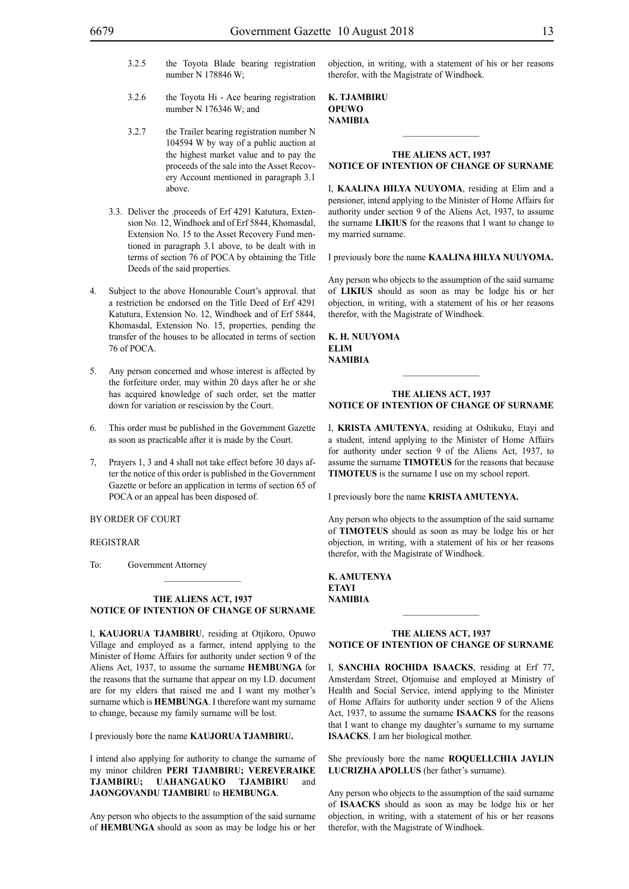3.2.5 the Toyota Blade bearing registration number N 178846 W;

3.2.6 the Toyota Hi - Ace bearing registration number N 176346 W; and

3.2.7 the Trailer bearing registration number N 104594 W by way of a public auction at the highest market value and to pay the proceeds of the sale into the Asset Recovery Account mentioned in paragraph 3.1 above.

3.3. Deliver the .proceeds of Erf 4291 Katutura, Extension No. 12, Windhoek and of Erf 5844, Khomasdal, Extension No. 15 to the Asset Recovery Fund mentioned in paragraph 3.1 above, to be dealt with in terms of section 76 of POCA by obtaining the Title Deeds of the said properties.

4. Subject to the above Honourable Court's approval. that a restriction be endorsed on the Title Deed of Erf 4291 Katutura, Extension No. 12, Windhoek and of Erf 5844, Khomasdal, Extension No. 15, properties, pending the transfer of the houses to be allocated in terms of section 76 of POCA.

5. Any person concerned and whose interest is affected by the forfeiture order, may within 20 days after he or she has acquired knowledge of such order, set the matter down for variation or rescission by the Court.

6. This order must be published in the Government Gazette as soon as practicable after it is made by the Court.

7, Prayers 1, 3 and 4 shall not take effect before 30 days after the notice of this order is published in the Government Gazette or before an application in terms of section 65 of POCA or an appeal has been disposed of.

BY ORDER OF COURT

REGISTRAR

To: Government Attorney

________________

**THE ALIENS ACT, 1937**
**NOTICE OF INTENTION OF CHANGE OF SURNAME**

I, **KAUJORUA TJAMBIRU**, residing at Otjikoro, Opuwo Village and employed as a farmer, intend applying to the Minister of Home Affairs for authority under section 9 of the Aliens Act, 1937, to assume the surname **HEMBUNGA** for the reasons that the surname that appear on my I.D. document are for my elders that raised me and I want my mother's surname which is **HEMBUNGA**. I therefore want my surname to change, because my family surname will be lost.

I previously bore the name **KAUJORUA TJAMBIRU.**

I intend also applying for authority to change the surname of my minor children **PERI TJAMBIRU; VEREVERAIKE TJAMBIRU; UAHANGAUKO TJAMBIRU** and **JAONGOVANDU TJAMBIRU** to **HEMBUNGA**.

Any person who objects to the assumption of the said surname of **HEMBUNGA** should as soon as may be lodge his or her objection, in writing, with a statement of his or her reasons therefor, with the Magistrate of Windhoek.

**K. TJAMBIRU**
**OPUWO**
**NAMIBIA**

________________

**THE ALIENS ACT, 1937**
**NOTICE OF INTENTION OF CHANGE OF SURNAME**

I, **KAALINA HILYA NUUYOMA**, residing at Elim and a pensioner, intend applying to the Minister of Home Affairs for authority under section 9 of the Aliens Act, 1937, to assume the surname **LIKIUS** for the reasons that I want to change to my married surname.

I previously bore the name **KAALINA HILYA NUUYOMA.**

Any person who objects to the assumption of the said surname of **LIKIUS** should as soon as may be lodge his or her objection, in writing, with a statement of his or her reasons therefor, with the Magistrate of Windhoek.

**K. H. NUUYOMA**
**ELIM**
**NAMIBIA**

________________

**THE ALIENS ACT, 1937**
**NOTICE OF INTENTION OF CHANGE OF SURNAME**

I, **KRISTA AMUTENYA**, residing at Oshikuku, Etayi and a student, intend applying to the Minister of Home Affairs for authority under section 9 of the Aliens Act, 1937, to assume the surname **TIMOTEUS** for the reasons that because **TIMOTEUS** is the surname I use on my school report.

I previously bore the name **KRISTA AMUTENYA.**

Any person who objects to the assumption of the said surname of **TIMOTEUS** should as soon as may be lodge his or her objection, in writing, with a statement of his or her reasons therefor, with the Magistrate of Windhoek.

**K. AMUTENYA**
**ETAYI**
**NAMIBIA**

________________

**THE ALIENS ACT, 1937**
**NOTICE OF INTENTION OF CHANGE OF SURNAME**

I, **SANCHIA ROCHIDA ISAACKS**, residing at Erf 77, Amsterdam Street, Otjomuise and employed at Ministry of Health and Social Service, intend applying to the Minister of Home Affairs for authority under section 9 of the Aliens Act, 1937, to assume the surname **ISAACKS** for the reasons that I want to change my daughter's surname to my surname **ISAACKS**. I am her biological mother.

She previously bore the name **ROQUELLCHIA JAYLIN LUCRIZHA APOLLUS** (her father's surname).

Any person who objects to the assumption of the said surname of **ISAACKS** should as soon as may be lodge his or her objection, in writing, with a statement of his or her reasons therefor, with the Magistrate of Windhoek.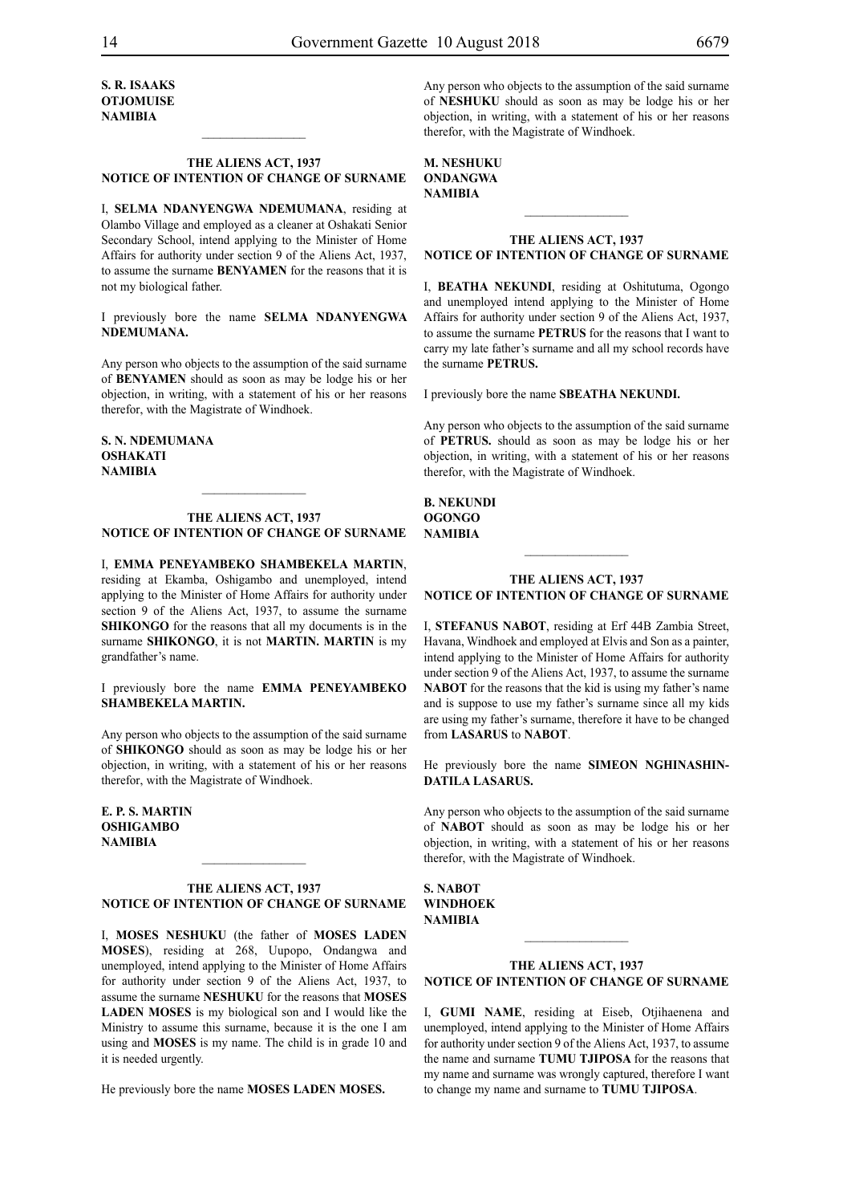**S. R. ISAAKS**
**OTJOMUISE**
**NAMIBIA**

---

**THE ALIENS ACT, 1937**
**NOTICE OF INTENTION OF CHANGE OF SURNAME**

I, **SELMA NDANYENGWA NDEMUMANA**, residing at Olambo Village and employed as a cleaner at Oshakati Senior Secondary School, intend applying to the Minister of Home Affairs for authority under section 9 of the Aliens Act, 1937, to assume the surname **BENYAMEN** for the reasons that it is not my biological father.

I previously bore the name **SELMA NDANYENGWA NDEMUMANA.**

Any person who objects to the assumption of the said surname of **BENYAMEN** should as soon as may be lodge his or her objection, in writing, with a statement of his or her reasons therefor, with the Magistrate of Windhoek.

**S. N. NDEMUMANA**
**OSHAKATI**
**NAMIBIA**

---

**THE ALIENS ACT, 1937**
**NOTICE OF INTENTION OF CHANGE OF SURNAME**

I, **EMMA PENEYAMBEKO SHAMBEKELA MARTIN**, residing at Ekamba, Oshigambo and unemployed, intend applying to the Minister of Home Affairs for authority under section 9 of the Aliens Act, 1937, to assume the surname **SHIKONGO** for the reasons that all my documents is in the surname **SHIKONGO**, it is not **MARTIN. MARTIN** is my grandfather's name.

I previously bore the name **EMMA PENEYAMBEKO SHAMBEKELA MARTIN.**

Any person who objects to the assumption of the said surname of **SHIKONGO** should as soon as may be lodge his or her objection, in writing, with a statement of his or her reasons therefor, with the Magistrate of Windhoek.

**E. P. S. MARTIN**
**OSHIGAMBO**
**NAMIBIA**

---

**THE ALIENS ACT, 1937**
**NOTICE OF INTENTION OF CHANGE OF SURNAME**

I, **MOSES NESHUKU** (the father of **MOSES LADEN MOSES**), residing at 268, Uupopo, Ondangwa and unemployed, intend applying to the Minister of Home Affairs for authority under section 9 of the Aliens Act, 1937, to assume the surname **NESHUKU** for the reasons that **MOSES LADEN MOSES** is my biological son and I would like the Ministry to assume this surname, because it is the one I am using and **MOSES** is my name. The child is in grade 10 and it is needed urgently.

He previously bore the name **MOSES LADEN MOSES.**

Any person who objects to the assumption of the said surname of **NESHUKU** should as soon as may be lodge his or her objection, in writing, with a statement of his or her reasons therefor, with the Magistrate of Windhoek.

**M. NESHUKU**
**ONDANGWA**
**NAMIBIA**

---

**THE ALIENS ACT, 1937**
**NOTICE OF INTENTION OF CHANGE OF SURNAME**

I, **BEATHA NEKUNDI**, residing at Oshitutuma, Ogongo and unemployed intend applying to the Minister of Home Affairs for authority under section 9 of the Aliens Act, 1937, to assume the surname **PETRUS** for the reasons that I want to carry my late father's surname and all my school records have the surname **PETRUS.**

I previously bore the name **SBEATHA NEKUNDI.**

Any person who objects to the assumption of the said surname of **PETRUS.** should as soon as may be lodge his or her objection, in writing, with a statement of his or her reasons therefor, with the Magistrate of Windhoek.

**B. NEKUNDI**
**OGONGO**
**NAMIBIA**

---

**THE ALIENS ACT, 1937**
**NOTICE OF INTENTION OF CHANGE OF SURNAME**

I, **STEFANUS NABOT**, residing at Erf 44B Zambia Street, Havana, Windhoek and employed at Elvis and Son as a painter, intend applying to the Minister of Home Affairs for authority under section 9 of the Aliens Act, 1937, to assume the surname **NABOT** for the reasons that the kid is using my father's name and is suppose to use my father's surname since all my kids are using my father's surname, therefore it have to be changed from **LASARUS** to **NABOT**.

He previously bore the name **SIMEON NGHINASHINDATILA LASARUS.**

Any person who objects to the assumption of the said surname of **NABOT** should as soon as may be lodge his or her objection, in writing, with a statement of his or her reasons therefor, with the Magistrate of Windhoek.

**S. NABOT**
**WINDHOEK**
**NAMIBIA**

---

**THE ALIENS ACT, 1937**
**NOTICE OF INTENTION OF CHANGE OF SURNAME**

I, **GUMI NAME**, residing at Eiseb, Otjihaenena and unemployed, intend applying to the Minister of Home Affairs for authority under section 9 of the Aliens Act, 1937, to assume the name and surname **TUMU TJIPOSA** for the reasons that my name and surname was wrongly captured, therefore I want to change my name and surname to **TUMU TJIPOSA**.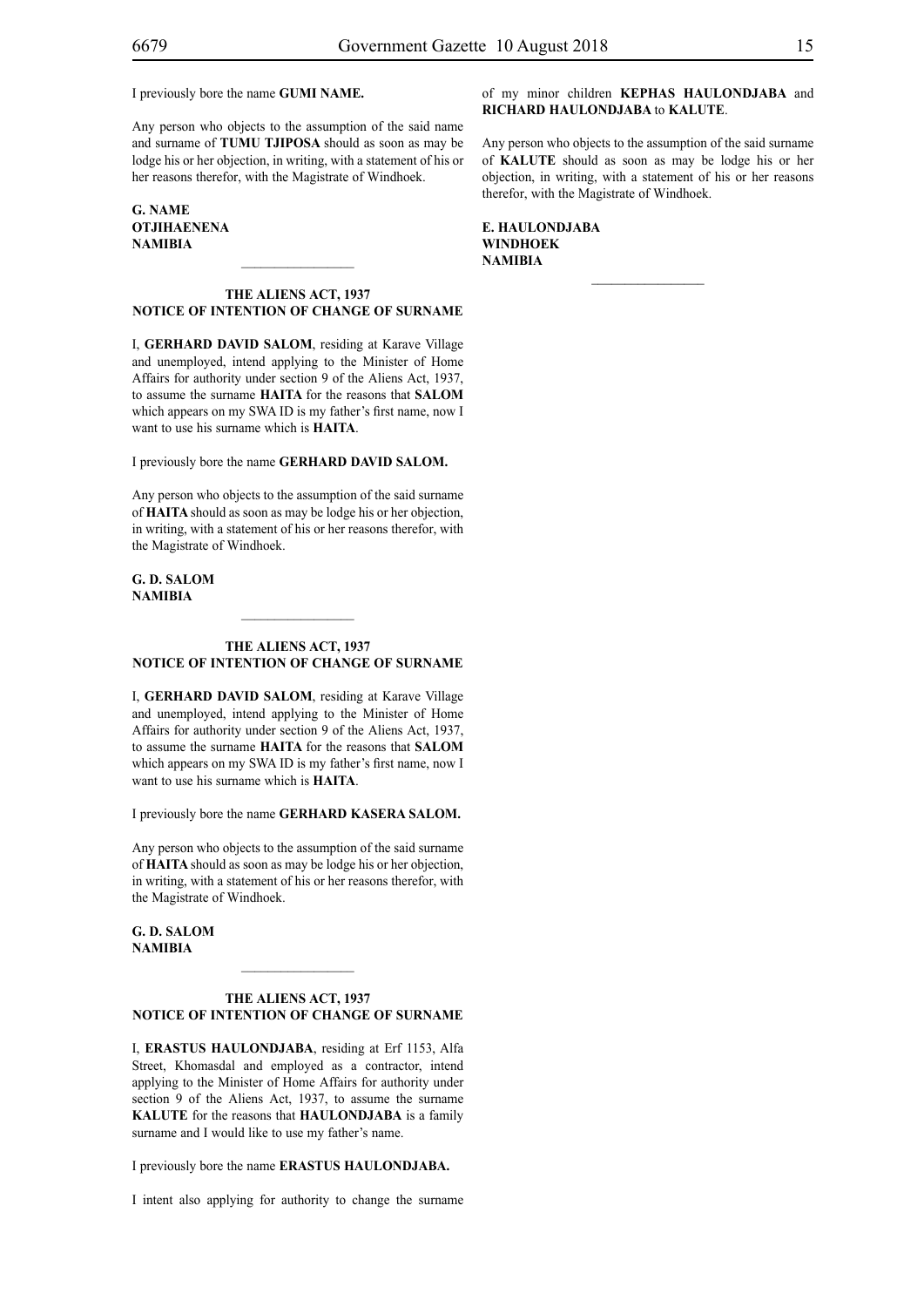I previously bore the name **GUMI NAME.**

Any person who objects to the assumption of the said name and surname of **TUMU TJIPOSA** should as soon as may be lodge his or her objection, in writing, with a statement of his or her reasons therefor, with the Magistrate of Windhoek.

**G. NAME**
**OTJIHAENENA**
**NAMIBIA**

---

**THE ALIENS ACT, 1937**
**NOTICE OF INTENTION OF CHANGE OF SURNAME**

I, **GERHARD DAVID SALOM**, residing at Karave Village and unemployed, intend applying to the Minister of Home Affairs for authority under section 9 of the Aliens Act, 1937, to assume the surname **HAITA** for the reasons that **SALOM** which appears on my SWA ID is my father's first name, now I want to use his surname which is **HAITA**.

I previously bore the name **GERHARD DAVID SALOM.**

Any person who objects to the assumption of the said surname of **HAITA** should as soon as may be lodge his or her objection, in writing, with a statement of his or her reasons therefor, with the Magistrate of Windhoek.

**G. D. SALOM**
**NAMIBIA**

---

**THE ALIENS ACT, 1937**
**NOTICE OF INTENTION OF CHANGE OF SURNAME**

I, **GERHARD DAVID SALOM**, residing at Karave Village and unemployed, intend applying to the Minister of Home Affairs for authority under section 9 of the Aliens Act, 1937, to assume the surname **HAITA** for the reasons that **SALOM** which appears on my SWA ID is my father's first name, now I want to use his surname which is **HAITA**.

I previously bore the name **GERHARD KASERA SALOM.**

Any person who objects to the assumption of the said surname of **HAITA** should as soon as may be lodge his or her objection, in writing, with a statement of his or her reasons therefor, with the Magistrate of Windhoek.

**G. D. SALOM**
**NAMIBIA**

---

**THE ALIENS ACT, 1937**
**NOTICE OF INTENTION OF CHANGE OF SURNAME**

I, **ERASTUS HAULONDJABA**, residing at Erf 1153, Alfa Street, Khomasdal and employed as a contractor, intend applying to the Minister of Home Affairs for authority under section 9 of the Aliens Act, 1937, to assume the surname **KALUTE** for the reasons that **HAULONDJABA** is a family surname and I would like to use my father's name.

I previously bore the name **ERASTUS HAULONDJABA.**

I intent also applying for authority to change the surname of my minor children **KEPHAS HAULONDJABA** and **RICHARD HAULONDJABA** to **KALUTE**.

Any person who objects to the assumption of the said surname of **KALUTE** should as soon as may be lodge his or her objection, in writing, with a statement of his or her reasons therefor, with the Magistrate of Windhoek.

**E. HAULONDJABA**
**WINDHOEK**
**NAMIBIA**

---